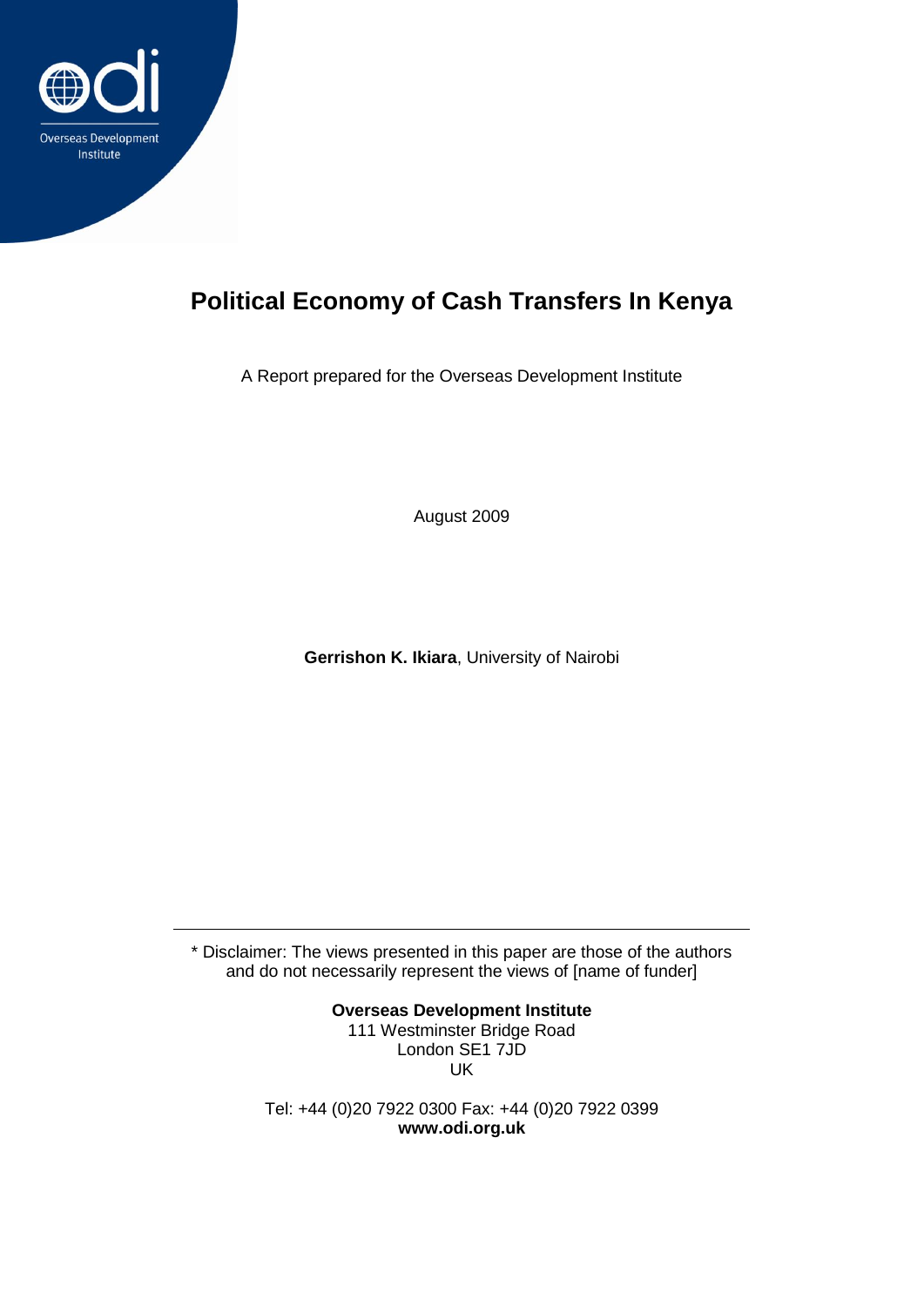# Political Economy of Cash Transfers In Kenya

A Report prepared for the Overseas Development Institute

August 2009

**Gerrishon K. Ikiara**, University of Nairobi

---

* Disclaimer: The views presented in this paper are those of the authors and do not necessarily represent the views of [name of funder]

**Overseas Development Institute**
111 Westminster Bridge Road
London SE1 7JD
UK

Tel: +44 (0)20 7922 0300 Fax: +44 (0)20 7922 0399
**www.odi.org.uk**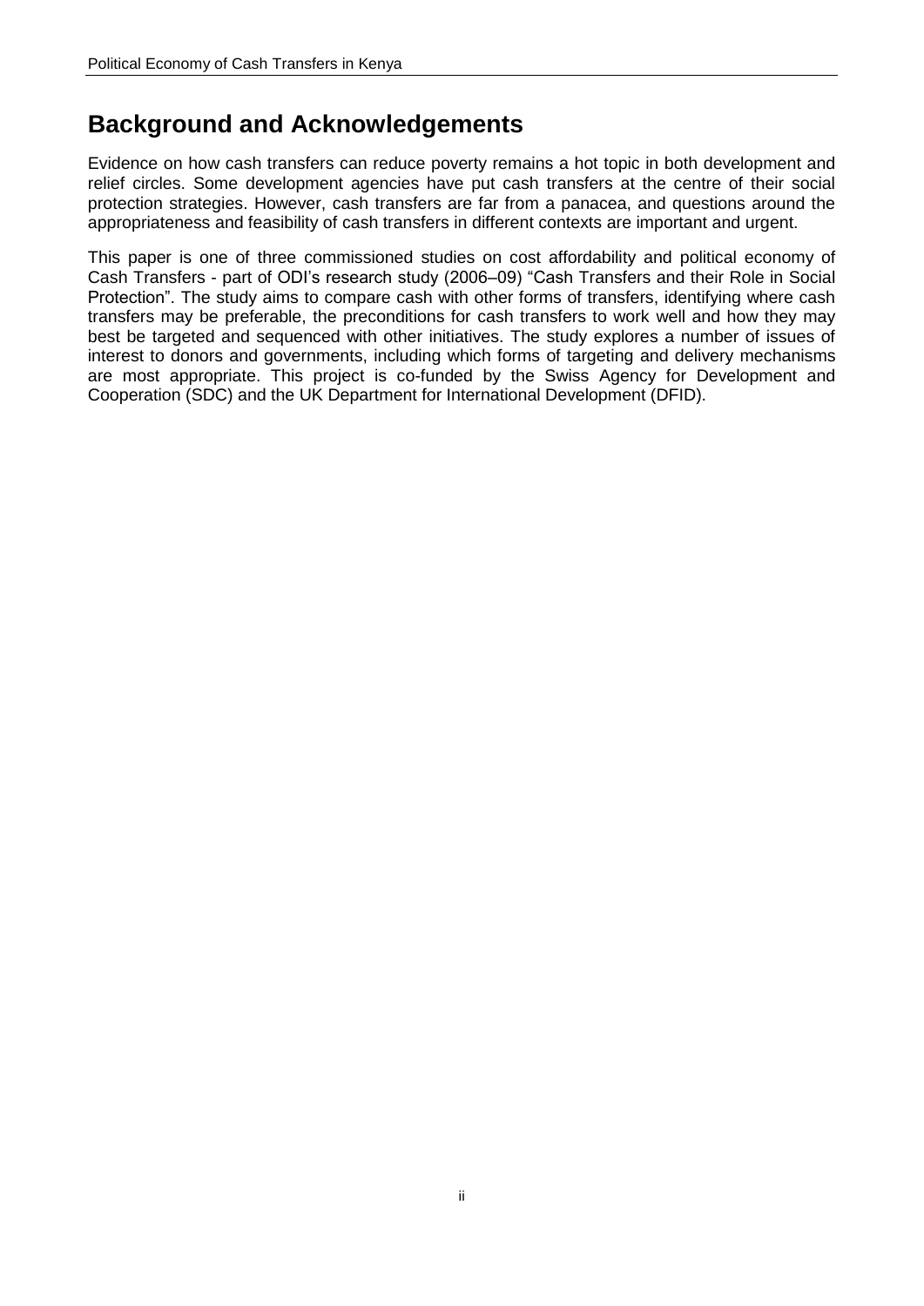# Background and Acknowledgements

Evidence on how cash transfers can reduce poverty remains a hot topic in both development and relief circles. Some development agencies have put cash transfers at the centre of their social protection strategies. However, cash transfers are far from a panacea, and questions around the appropriateness and feasibility of cash transfers in different contexts are important and urgent.

This paper is one of three commissioned studies on cost affordability and political economy of Cash Transfers - part of ODI's research study (2006–09) "Cash Transfers and their Role in Social Protection". The study aims to compare cash with other forms of transfers, identifying where cash transfers may be preferable, the preconditions for cash transfers to work well and how they may best be targeted and sequenced with other initiatives. The study explores a number of issues of interest to donors and governments, including which forms of targeting and delivery mechanisms are most appropriate. This project is co-funded by the Swiss Agency for Development and Cooperation (SDC) and the UK Department for International Development (DFID).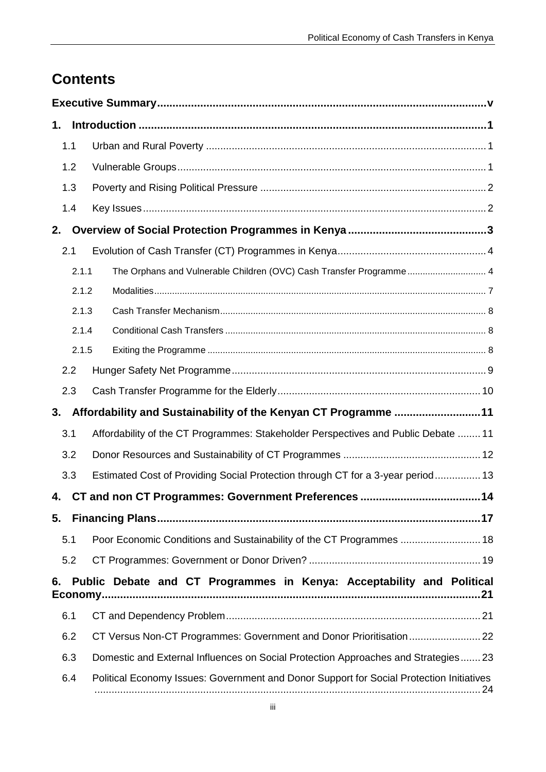# Contents

**Executive Summary** .......... v

**1. Introduction** .......... 1

- 1.1 Urban and Rural Poverty .......... 1
- 1.2 Vulnerable Groups .......... 1
- 1.3 Poverty and Rising Political Pressure .......... 2
- 1.4 Key Issues .......... 2

**2. Overview of Social Protection Programmes in Kenya** .......... 3

- 2.1 Evolution of Cash Transfer (CT) Programmes in Kenya .......... 4
  - 2.1.1 The Orphans and Vulnerable Children (OVC) Cash Transfer Programme .......... 4
  - 2.1.2 Modalities .......... 7
  - 2.1.3 Cash Transfer Mechanism .......... 8
  - 2.1.4 Conditional Cash Transfers .......... 8
  - 2.1.5 Exiting the Programme .......... 8
- 2.2 Hunger Safety Net Programme .......... 9
- 2.3 Cash Transfer Programme for the Elderly .......... 10

**3. Affordability and Sustainability of the Kenyan CT Programme** .......... 11

- 3.1 Affordability of the CT Programmes: Stakeholder Perspectives and Public Debate .......... 11
- 3.2 Donor Resources and Sustainability of CT Programmes .......... 12
- 3.3 Estimated Cost of Providing Social Protection through CT for a 3-year period .......... 13

**4. CT and non CT Programmes: Government Preferences** .......... 14

**5. Financing Plans** .......... 17

- 5.1 Poor Economic Conditions and Sustainability of the CT Programmes .......... 18
- 5.2 CT Programmes: Government or Donor Driven? .......... 19

**6. Public Debate and CT Programmes in Kenya: Acceptability and Political Economy** .......... 21

- 6.1 CT and Dependency Problem .......... 21
- 6.2 CT Versus Non-CT Programmes: Government and Donor Prioritisation .......... 22
- 6.3 Domestic and External Influences on Social Protection Approaches and Strategies .......... 23
- 6.4 Political Economy Issues: Government and Donor Support for Social Protection Initiatives .......... 24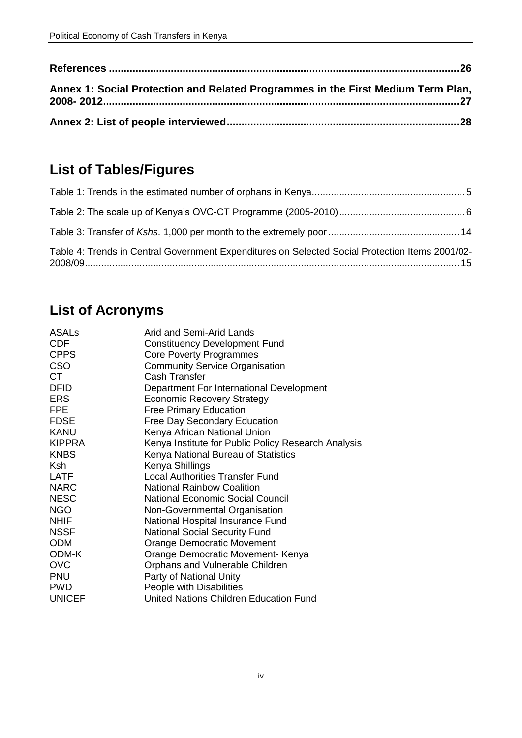**References .................................................................................................................26**

**Annex 1: Social Protection and Related Programmes in the First Medium Term Plan, 2008- 2012.......................................................................................................................27**

**Annex 2: List of people interviewed.............................................................................28**

## List of Tables/Figures

Table 1: Trends in the estimated number of orphans in Kenya........................................................ 5

Table 2: The scale up of Kenya's OVC-CT Programme (2005-2010)............................................. 6

Table 3: Transfer of *Kshs*. 1,000 per month to the extremely poor ............................................... 14

Table 4: Trends in Central Government Expenditures on Selected Social Protection Items 2001/02-2008/09........................................................................................................................................ 15

## List of Acronyms

| | |
|---|---|
| ASALs | Arid and Semi-Arid Lands |
| CDF | Constituency Development Fund |
| CPPS | Core Poverty Programmes |
| CSO | Community Service Organisation |
| CT | Cash Transfer |
| DFID | Department For International Development |
| ERS | Economic Recovery Strategy |
| FPE | Free Primary Education |
| FDSE | Free Day Secondary Education |
| KANU | Kenya African National Union |
| KIPPRA | Kenya Institute for Public Policy Research Analysis |
| KNBS | Kenya National Bureau of Statistics |
| Ksh | Kenya Shillings |
| LATF | Local Authorities Transfer Fund |
| NARC | National Rainbow Coalition |
| NESC | National Economic Social Council |
| NGO | Non-Governmental Organisation |
| NHIF | National Hospital Insurance Fund |
| NSSF | National Social Security Fund |
| ODM | Orange Democratic Movement |
| ODM-K | Orange Democratic Movement- Kenya |
| OVC | Orphans and Vulnerable Children |
| PNU | Party of National Unity |
| PWD | People with Disabilities |
| UNICEF | United Nations Children Education Fund |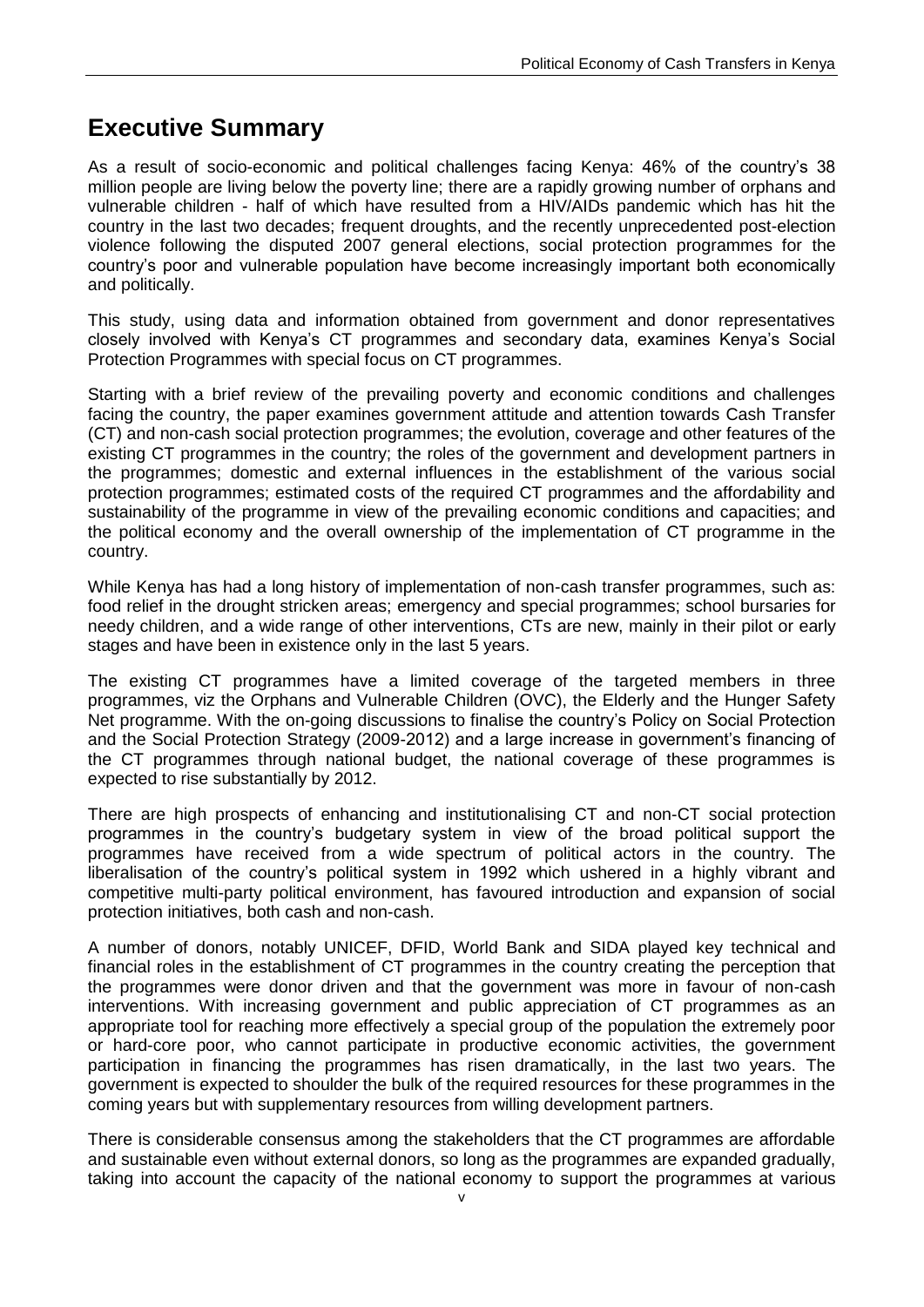# Executive Summary

As a result of socio-economic and political challenges facing Kenya: 46% of the country's 38 million people are living below the poverty line; there are a rapidly growing number of orphans and vulnerable children - half of which have resulted from a HIV/AIDs pandemic which has hit the country in the last two decades; frequent droughts, and the recently unprecedented post-election violence following the disputed 2007 general elections, social protection programmes for the country's poor and vulnerable population have become increasingly important both economically and politically.

This study, using data and information obtained from government and donor representatives closely involved with Kenya's CT programmes and secondary data, examines Kenya's Social Protection Programmes with special focus on CT programmes.

Starting with a brief review of the prevailing poverty and economic conditions and challenges facing the country, the paper examines government attitude and attention towards Cash Transfer (CT) and non-cash social protection programmes; the evolution, coverage and other features of the existing CT programmes in the country; the roles of the government and development partners in the programmes; domestic and external influences in the establishment of the various social protection programmes; estimated costs of the required CT programmes and the affordability and sustainability of the programme in view of the prevailing economic conditions and capacities; and the political economy and the overall ownership of the implementation of CT programme in the country.

While Kenya has had a long history of implementation of non-cash transfer programmes, such as: food relief in the drought stricken areas; emergency and special programmes; school bursaries for needy children, and a wide range of other interventions, CTs are new, mainly in their pilot or early stages and have been in existence only in the last 5 years.

The existing CT programmes have a limited coverage of the targeted members in three programmes, viz the Orphans and Vulnerable Children (OVC), the Elderly and the Hunger Safety Net programme. With the on-going discussions to finalise the country's Policy on Social Protection and the Social Protection Strategy (2009-2012) and a large increase in government's financing of the CT programmes through national budget, the national coverage of these programmes is expected to rise substantially by 2012.

There are high prospects of enhancing and institutionalising CT and non-CT social protection programmes in the country's budgetary system in view of the broad political support the programmes have received from a wide spectrum of political actors in the country. The liberalisation of the country's political system in 1992 which ushered in a highly vibrant and competitive multi-party political environment, has favoured introduction and expansion of social protection initiatives, both cash and non-cash.

A number of donors, notably UNICEF, DFID, World Bank and SIDA played key technical and financial roles in the establishment of CT programmes in the country creating the perception that the programmes were donor driven and that the government was more in favour of non-cash interventions. With increasing government and public appreciation of CT programmes as an appropriate tool for reaching more effectively a special group of the population the extremely poor or hard-core poor, who cannot participate in productive economic activities, the government participation in financing the programmes has risen dramatically, in the last two years. The government is expected to shoulder the bulk of the required resources for these programmes in the coming years but with supplementary resources from willing development partners.

There is considerable consensus among the stakeholders that the CT programmes are affordable and sustainable even without external donors, so long as the programmes are expanded gradually, taking into account the capacity of the national economy to support the programmes at various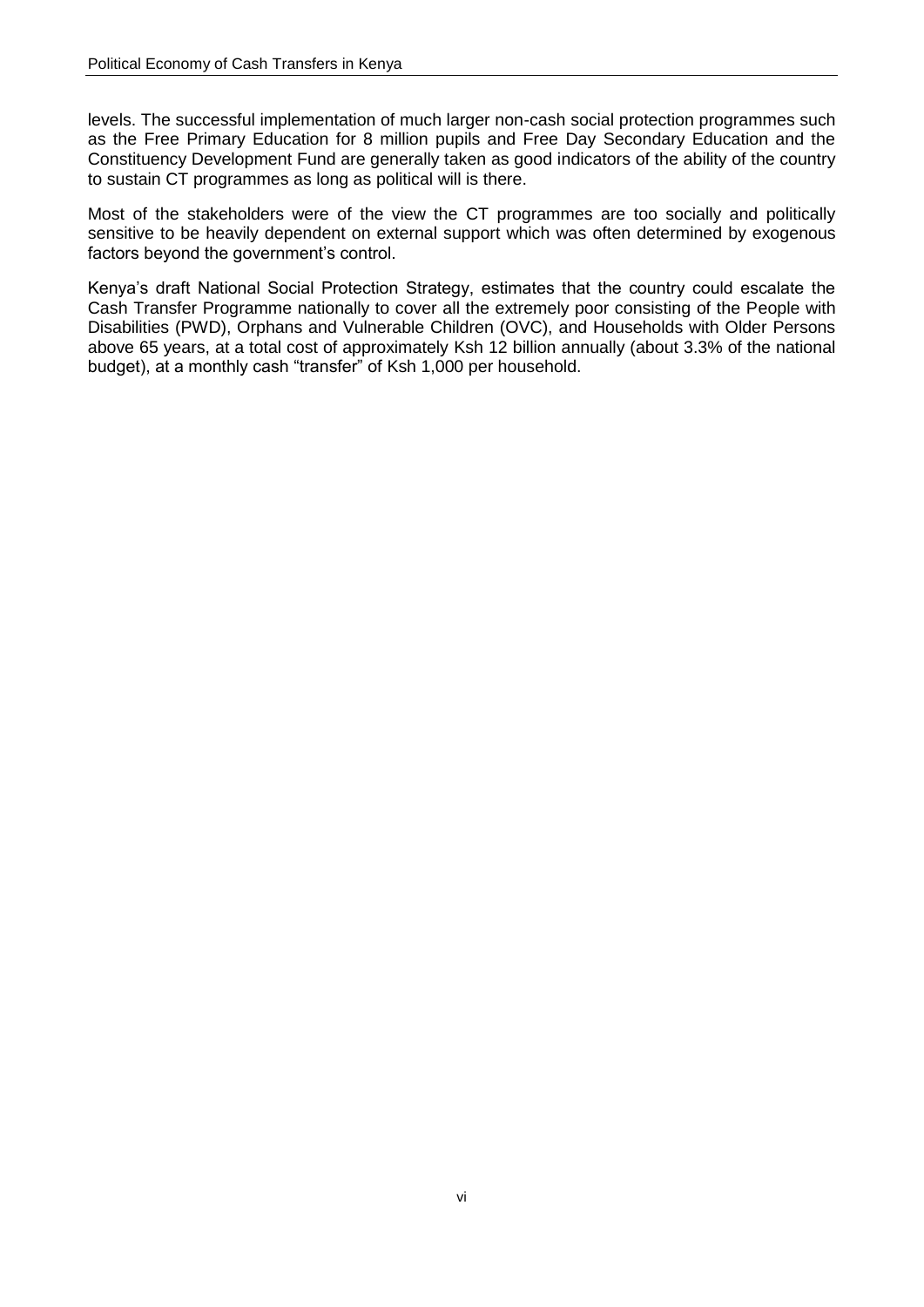levels. The successful implementation of much larger non-cash social protection programmes such as the Free Primary Education for 8 million pupils and Free Day Secondary Education and the Constituency Development Fund are generally taken as good indicators of the ability of the country to sustain CT programmes as long as political will is there.

Most of the stakeholders were of the view the CT programmes are too socially and politically sensitive to be heavily dependent on external support which was often determined by exogenous factors beyond the government's control.

Kenya's draft National Social Protection Strategy, estimates that the country could escalate the Cash Transfer Programme nationally to cover all the extremely poor consisting of the People with Disabilities (PWD), Orphans and Vulnerable Children (OVC), and Households with Older Persons above 65 years, at a total cost of approximately Ksh 12 billion annually (about 3.3% of the national budget), at a monthly cash "transfer" of Ksh 1,000 per household.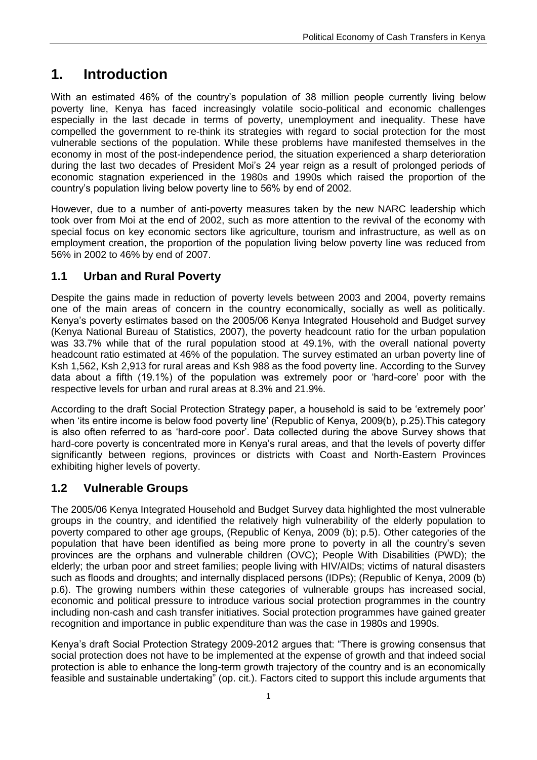# 1. Introduction

With an estimated 46% of the country's population of 38 million people currently living below poverty line, Kenya has faced increasingly volatile socio-political and economic challenges especially in the last decade in terms of poverty, unemployment and inequality. These have compelled the government to re-think its strategies with regard to social protection for the most vulnerable sections of the population. While these problems have manifested themselves in the economy in most of the post-independence period, the situation experienced a sharp deterioration during the last two decades of President Moi's 24 year reign as a result of prolonged periods of economic stagnation experienced in the 1980s and 1990s which raised the proportion of the country's population living below poverty line to 56% by end of 2002.

However, due to a number of anti-poverty measures taken by the new NARC leadership which took over from Moi at the end of 2002, such as more attention to the revival of the economy with special focus on key economic sectors like agriculture, tourism and infrastructure, as well as on employment creation, the proportion of the population living below poverty line was reduced from 56% in 2002 to 46% by end of 2007.

## 1.1 Urban and Rural Poverty

Despite the gains made in reduction of poverty levels between 2003 and 2004, poverty remains one of the main areas of concern in the country economically, socially as well as politically. Kenya's poverty estimates based on the 2005/06 Kenya Integrated Household and Budget survey (Kenya National Bureau of Statistics, 2007), the poverty headcount ratio for the urban population was 33.7% while that of the rural population stood at 49.1%, with the overall national poverty headcount ratio estimated at 46% of the population. The survey estimated an urban poverty line of Ksh 1,562, Ksh 2,913 for rural areas and Ksh 988 as the food poverty line. According to the Survey data about a fifth (19.1%) of the population was extremely poor or 'hard-core' poor with the respective levels for urban and rural areas at 8.3% and 21.9%.

According to the draft Social Protection Strategy paper, a household is said to be 'extremely poor' when 'its entire income is below food poverty line' (Republic of Kenya, 2009(b), p.25).This category is also often referred to as 'hard-core poor'. Data collected during the above Survey shows that hard-core poverty is concentrated more in Kenya's rural areas, and that the levels of poverty differ significantly between regions, provinces or districts with Coast and North-Eastern Provinces exhibiting higher levels of poverty.

## 1.2 Vulnerable Groups

The 2005/06 Kenya Integrated Household and Budget Survey data highlighted the most vulnerable groups in the country, and identified the relatively high vulnerability of the elderly population to poverty compared to other age groups, (Republic of Kenya, 2009 (b); p.5). Other categories of the population that have been identified as being more prone to poverty in all the country's seven provinces are the orphans and vulnerable children (OVC); People With Disabilities (PWD); the elderly; the urban poor and street families; people living with HIV/AIDs; victims of natural disasters such as floods and droughts; and internally displaced persons (IDPs); (Republic of Kenya, 2009 (b) p.6). The growing numbers within these categories of vulnerable groups has increased social, economic and political pressure to introduce various social protection programmes in the country including non-cash and cash transfer initiatives. Social protection programmes have gained greater recognition and importance in public expenditure than was the case in 1980s and 1990s.

Kenya's draft Social Protection Strategy 2009-2012 argues that: "There is growing consensus that social protection does not have to be implemented at the expense of growth and that indeed social protection is able to enhance the long-term growth trajectory of the country and is an economically feasible and sustainable undertaking" (op. cit.). Factors cited to support this include arguments that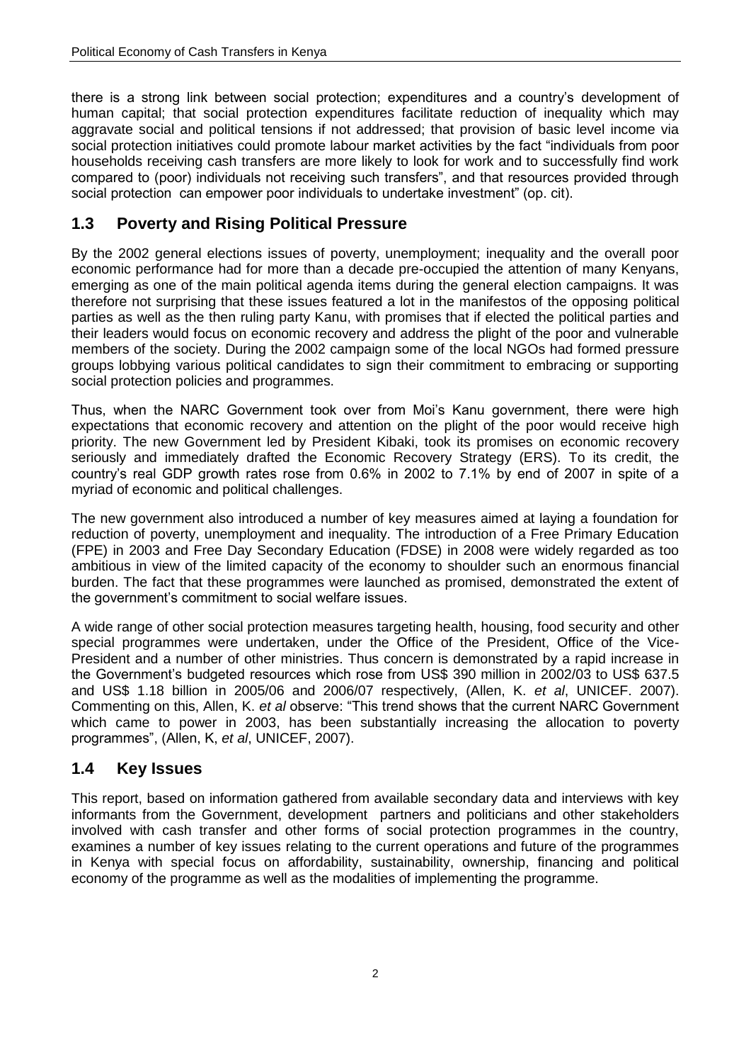there is a strong link between social protection; expenditures and a country's development of human capital; that social protection expenditures facilitate reduction of inequality which may aggravate social and political tensions if not addressed; that provision of basic level income via social protection initiatives could promote labour market activities by the fact "individuals from poor households receiving cash transfers are more likely to look for work and to successfully find work compared to (poor) individuals not receiving such transfers", and that resources provided through social protection can empower poor individuals to undertake investment" (op. cit).

## 1.3 Poverty and Rising Political Pressure

By the 2002 general elections issues of poverty, unemployment; inequality and the overall poor economic performance had for more than a decade pre-occupied the attention of many Kenyans, emerging as one of the main political agenda items during the general election campaigns. It was therefore not surprising that these issues featured a lot in the manifestos of the opposing political parties as well as the then ruling party Kanu, with promises that if elected the political parties and their leaders would focus on economic recovery and address the plight of the poor and vulnerable members of the society. During the 2002 campaign some of the local NGOs had formed pressure groups lobbying various political candidates to sign their commitment to embracing or supporting social protection policies and programmes.

Thus, when the NARC Government took over from Moi's Kanu government, there were high expectations that economic recovery and attention on the plight of the poor would receive high priority. The new Government led by President Kibaki, took its promises on economic recovery seriously and immediately drafted the Economic Recovery Strategy (ERS). To its credit, the country's real GDP growth rates rose from 0.6% in 2002 to 7.1% by end of 2007 in spite of a myriad of economic and political challenges.

The new government also introduced a number of key measures aimed at laying a foundation for reduction of poverty, unemployment and inequality. The introduction of a Free Primary Education (FPE) in 2003 and Free Day Secondary Education (FDSE) in 2008 were widely regarded as too ambitious in view of the limited capacity of the economy to shoulder such an enormous financial burden. The fact that these programmes were launched as promised, demonstrated the extent of the government's commitment to social welfare issues.

A wide range of other social protection measures targeting health, housing, food security and other special programmes were undertaken, under the Office of the President, Office of the Vice-President and a number of other ministries. Thus concern is demonstrated by a rapid increase in the Government's budgeted resources which rose from US$ 390 million in 2002/03 to US$ 637.5 and US$ 1.18 billion in 2005/06 and 2006/07 respectively, (Allen, K. *et al*, UNICEF. 2007). Commenting on this, Allen, K. *et al* observe: "This trend shows that the current NARC Government which came to power in 2003, has been substantially increasing the allocation to poverty programmes", (Allen, K, *et al*, UNICEF, 2007).

## 1.4 Key Issues

This report, based on information gathered from available secondary data and interviews with key informants from the Government, development partners and politicians and other stakeholders involved with cash transfer and other forms of social protection programmes in the country, examines a number of key issues relating to the current operations and future of the programmes in Kenya with special focus on affordability, sustainability, ownership, financing and political economy of the programme as well as the modalities of implementing the programme.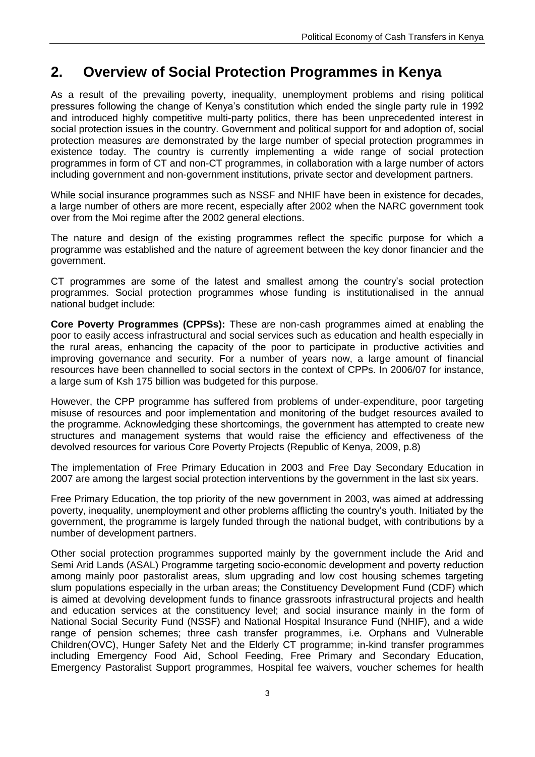# 2. Overview of Social Protection Programmes in Kenya

As a result of the prevailing poverty, inequality, unemployment problems and rising political pressures following the change of Kenya's constitution which ended the single party rule in 1992 and introduced highly competitive multi-party politics, there has been unprecedented interest in social protection issues in the country. Government and political support for and adoption of, social protection measures are demonstrated by the large number of special protection programmes in existence today. The country is currently implementing a wide range of social protection programmes in form of CT and non-CT programmes, in collaboration with a large number of actors including government and non-government institutions, private sector and development partners.

While social insurance programmes such as NSSF and NHIF have been in existence for decades, a large number of others are more recent, especially after 2002 when the NARC government took over from the Moi regime after the 2002 general elections.

The nature and design of the existing programmes reflect the specific purpose for which a programme was established and the nature of agreement between the key donor financier and the government.

CT programmes are some of the latest and smallest among the country's social protection programmes. Social protection programmes whose funding is institutionalised in the annual national budget include:

**Core Poverty Programmes (CPPSs):** These are non-cash programmes aimed at enabling the poor to easily access infrastructural and social services such as education and health especially in the rural areas, enhancing the capacity of the poor to participate in productive activities and improving governance and security. For a number of years now, a large amount of financial resources have been channelled to social sectors in the context of CPPs. In 2006/07 for instance, a large sum of Ksh 175 billion was budgeted for this purpose.

However, the CPP programme has suffered from problems of under-expenditure, poor targeting misuse of resources and poor implementation and monitoring of the budget resources availed to the programme. Acknowledging these shortcomings, the government has attempted to create new structures and management systems that would raise the efficiency and effectiveness of the devolved resources for various Core Poverty Projects (Republic of Kenya, 2009, p.8)

The implementation of Free Primary Education in 2003 and Free Day Secondary Education in 2007 are among the largest social protection interventions by the government in the last six years.

Free Primary Education, the top priority of the new government in 2003, was aimed at addressing poverty, inequality, unemployment and other problems afflicting the country's youth. Initiated by the government, the programme is largely funded through the national budget, with contributions by a number of development partners.

Other social protection programmes supported mainly by the government include the Arid and Semi Arid Lands (ASAL) Programme targeting socio-economic development and poverty reduction among mainly poor pastoralist areas, slum upgrading and low cost housing schemes targeting slum populations especially in the urban areas; the Constituency Development Fund (CDF) which is aimed at devolving development funds to finance grassroots infrastructural projects and health and education services at the constituency level; and social insurance mainly in the form of National Social Security Fund (NSSF) and National Hospital Insurance Fund (NHIF), and a wide range of pension schemes; three cash transfer programmes, i.e. Orphans and Vulnerable Children(OVC), Hunger Safety Net and the Elderly CT programme; in-kind transfer programmes including Emergency Food Aid, School Feeding, Free Primary and Secondary Education, Emergency Pastoralist Support programmes, Hospital fee waivers, voucher schemes for health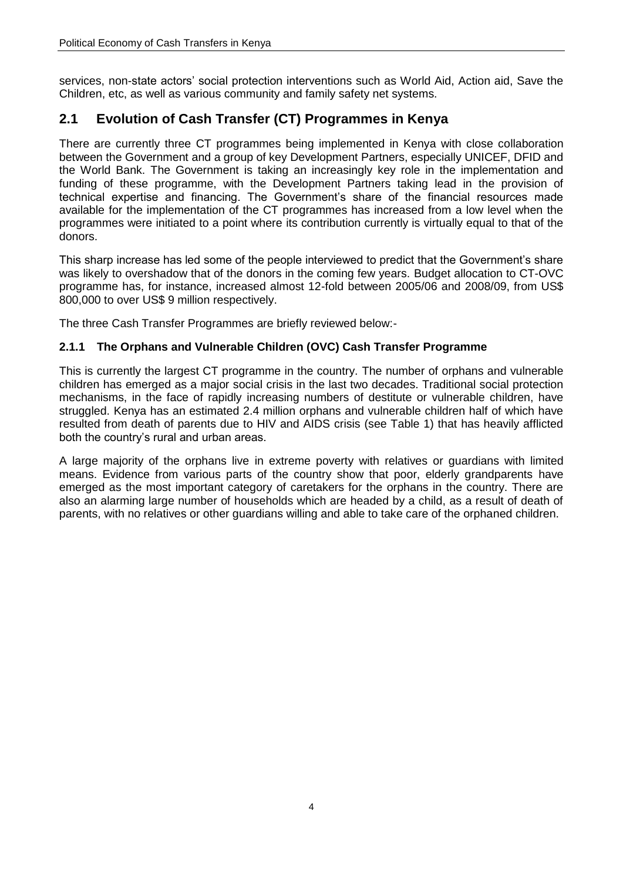services, non-state actors' social protection interventions such as World Aid, Action aid, Save the Children, etc, as well as various community and family safety net systems.

## 2.1 Evolution of Cash Transfer (CT) Programmes in Kenya

There are currently three CT programmes being implemented in Kenya with close collaboration between the Government and a group of key Development Partners, especially UNICEF, DFID and the World Bank. The Government is taking an increasingly key role in the implementation and funding of these programme, with the Development Partners taking lead in the provision of technical expertise and financing. The Government's share of the financial resources made available for the implementation of the CT programmes has increased from a low level when the programmes were initiated to a point where its contribution currently is virtually equal to that of the donors.

This sharp increase has led some of the people interviewed to predict that the Government's share was likely to overshadow that of the donors in the coming few years. Budget allocation to CT-OVC programme has, for instance, increased almost 12-fold between 2005/06 and 2008/09, from US$ 800,000 to over US$ 9 million respectively.

The three Cash Transfer Programmes are briefly reviewed below:-

### 2.1.1 The Orphans and Vulnerable Children (OVC) Cash Transfer Programme

This is currently the largest CT programme in the country. The number of orphans and vulnerable children has emerged as a major social crisis in the last two decades. Traditional social protection mechanisms, in the face of rapidly increasing numbers of destitute or vulnerable children, have struggled. Kenya has an estimated 2.4 million orphans and vulnerable children half of which have resulted from death of parents due to HIV and AIDS crisis (see Table 1) that has heavily afflicted both the country's rural and urban areas.

A large majority of the orphans live in extreme poverty with relatives or guardians with limited means. Evidence from various parts of the country show that poor, elderly grandparents have emerged as the most important category of caretakers for the orphans in the country. There are also an alarming large number of households which are headed by a child, as a result of death of parents, with no relatives or other guardians willing and able to take care of the orphaned children.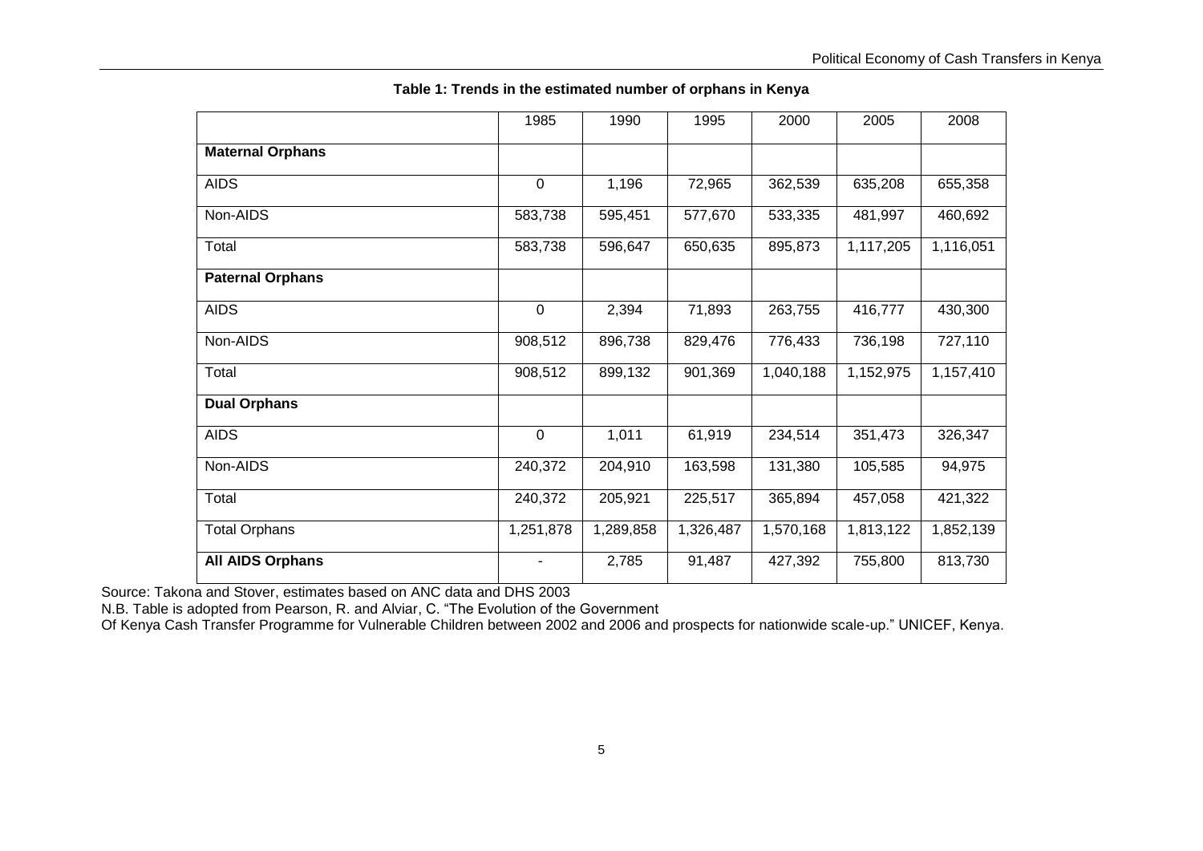**Table 1: Trends in the estimated number of orphans in Kenya**

| | 1985 | 1990 | 1995 | 2000 | 2005 | 2008 |
|---|---|---|---|---|---|---|
| **Maternal Orphans** | | | | | | |
| AIDS | 0 | 1,196 | 72,965 | 362,539 | 635,208 | 655,358 |
| Non-AIDS | 583,738 | 595,451 | 577,670 | 533,335 | 481,997 | 460,692 |
| Total | 583,738 | 596,647 | 650,635 | 895,873 | 1,117,205 | 1,116,051 |
| **Paternal Orphans** | | | | | | |
| AIDS | 0 | 2,394 | 71,893 | 263,755 | 416,777 | 430,300 |
| Non-AIDS | 908,512 | 896,738 | 829,476 | 776,433 | 736,198 | 727,110 |
| Total | 908,512 | 899,132 | 901,369 | 1,040,188 | 1,152,975 | 1,157,410 |
| **Dual Orphans** | | | | | | |
| AIDS | 0 | 1,011 | 61,919 | 234,514 | 351,473 | 326,347 |
| Non-AIDS | 240,372 | 204,910 | 163,598 | 131,380 | 105,585 | 94,975 |
| Total | 240,372 | 205,921 | 225,517 | 365,894 | 457,058 | 421,322 |
| Total Orphans | 1,251,878 | 1,289,858 | 1,326,487 | 1,570,168 | 1,813,122 | 1,852,139 |
| **All AIDS Orphans** | - | 2,785 | 91,487 | 427,392 | 755,800 | 813,730 |

Source: Takona and Stover, estimates based on ANC data and DHS 2003

N.B. Table is adopted from Pearson, R. and Alviar, C. "The Evolution of the Government Of Kenya Cash Transfer Programme for Vulnerable Children between 2002 and 2006 and prospects for nationwide scale-up." UNICEF, Kenya.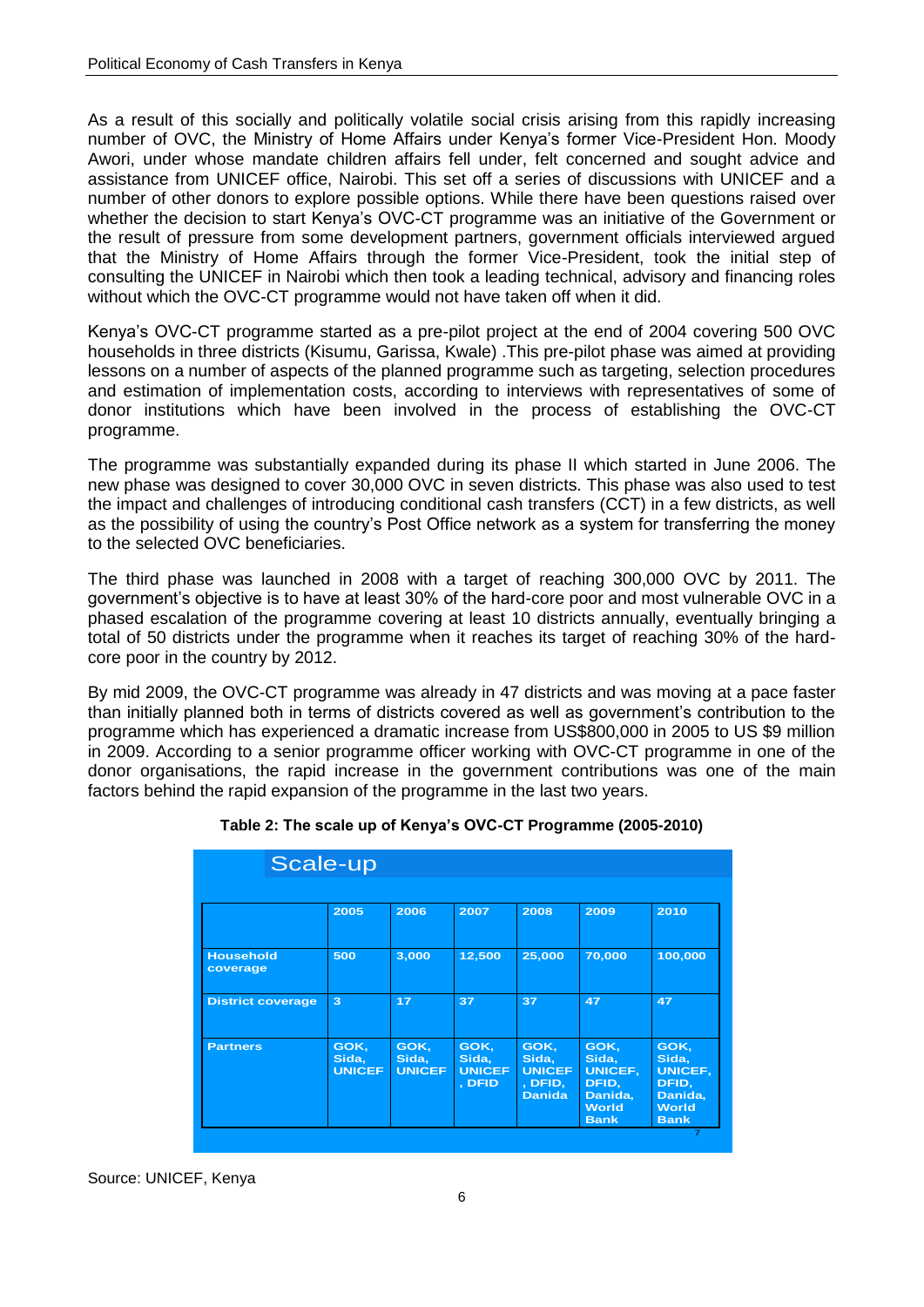As a result of this socially and politically volatile social crisis arising from this rapidly increasing number of OVC, the Ministry of Home Affairs under Kenya's former Vice-President Hon. Moody Awori, under whose mandate children affairs fell under, felt concerned and sought advice and assistance from UNICEF office, Nairobi. This set off a series of discussions with UNICEF and a number of other donors to explore possible options. While there have been questions raised over whether the decision to start Kenya's OVC-CT programme was an initiative of the Government or the result of pressure from some development partners, government officials interviewed argued that the Ministry of Home Affairs through the former Vice-President, took the initial step of consulting the UNICEF in Nairobi which then took a leading technical, advisory and financing roles without which the OVC-CT programme would not have taken off when it did.

Kenya's OVC-CT programme started as a pre-pilot project at the end of 2004 covering 500 OVC households in three districts (Kisumu, Garissa, Kwale) .This pre-pilot phase was aimed at providing lessons on a number of aspects of the planned programme such as targeting, selection procedures and estimation of implementation costs, according to interviews with representatives of some of donor institutions which have been involved in the process of establishing the OVC-CT programme.

The programme was substantially expanded during its phase II which started in June 2006. The new phase was designed to cover 30,000 OVC in seven districts. This phase was also used to test the impact and challenges of introducing conditional cash transfers (CCT) in a few districts, as well as the possibility of using the country's Post Office network as a system for transferring the money to the selected OVC beneficiaries.

The third phase was launched in 2008 with a target of reaching 300,000 OVC by 2011. The government's objective is to have at least 30% of the hard-core poor and most vulnerable OVC in a phased escalation of the programme covering at least 10 districts annually, eventually bringing a total of 50 districts under the programme when it reaches its target of reaching 30% of the hard-core poor in the country by 2012.

By mid 2009, the OVC-CT programme was already in 47 districts and was moving at a pace faster than initially planned both in terms of districts covered as well as government's contribution to the programme which has experienced a dramatic increase from US$800,000 in 2005 to US $9 million in 2009. According to a senior programme officer working with OVC-CT programme in one of the donor organisations, the rapid increase in the government contributions was one of the main factors behind the rapid expansion of the programme in the last two years.

**Table 2: The scale up of Kenya's OVC-CT Programme (2005-2010)**

Scale-up

| | 2005 | 2006 | 2007 | 2008 | 2009 | 2010 |
|---|---|---|---|---|---|---|
| Household coverage | 500 | 3,000 | 12,500 | 25,000 | 70,000 | 100,000 |
| District coverage | 3 | 17 | 37 | 37 | 47 | 47 |
| Partners | GOK, Sida, UNICEF | GOK, Sida, UNICEF | GOK, Sida, UNICEF, DFID | GOK, Sida, UNICEF, DFID, Danida | GOK, Sida, UNICEF, DFID, Danida, World Bank | GOK, Sida, UNICEF, DFID, Danida, World Bank |

Source: UNICEF, Kenya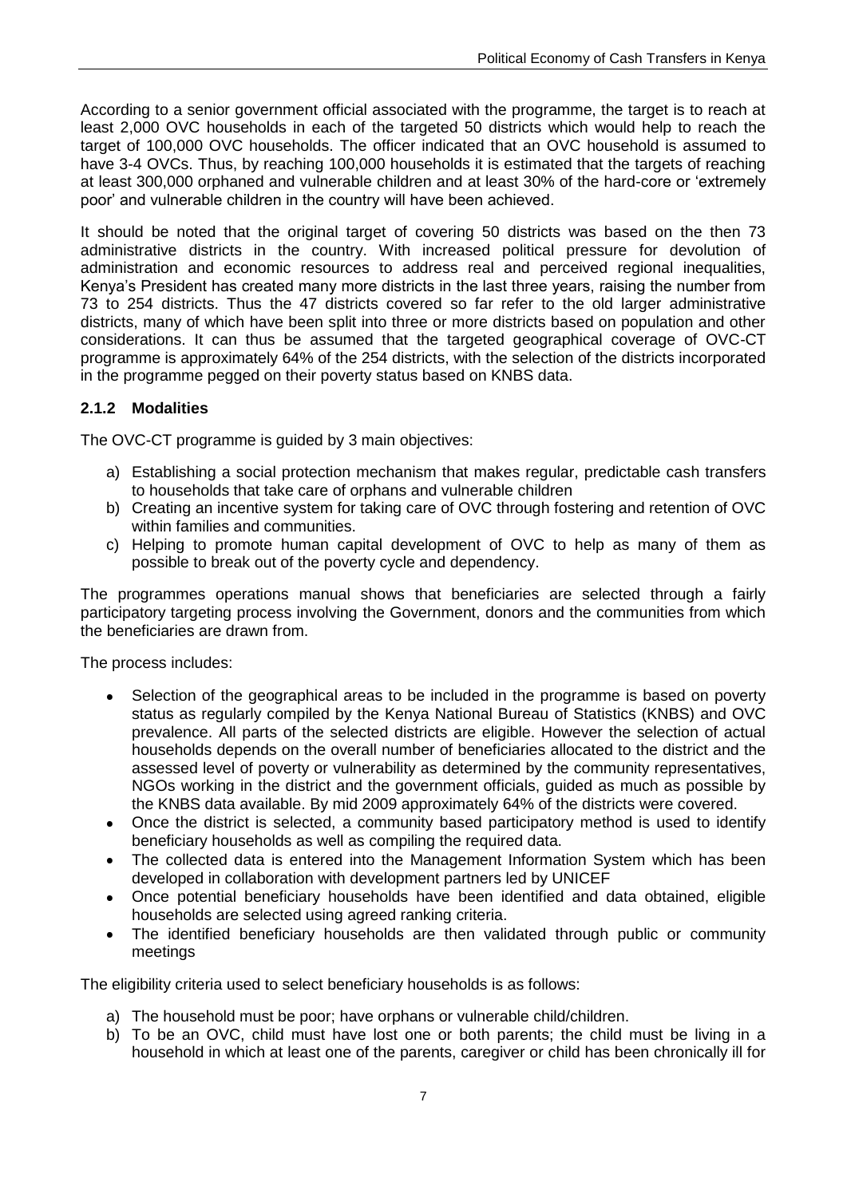According to a senior government official associated with the programme, the target is to reach at least 2,000 OVC households in each of the targeted 50 districts which would help to reach the target of 100,000 OVC households. The officer indicated that an OVC household is assumed to have 3-4 OVCs. Thus, by reaching 100,000 households it is estimated that the targets of reaching at least 300,000 orphaned and vulnerable children and at least 30% of the hard-core or 'extremely poor' and vulnerable children in the country will have been achieved.

It should be noted that the original target of covering 50 districts was based on the then 73 administrative districts in the country. With increased political pressure for devolution of administration and economic resources to address real and perceived regional inequalities, Kenya's President has created many more districts in the last three years, raising the number from 73 to 254 districts. Thus the 47 districts covered so far refer to the old larger administrative districts, many of which have been split into three or more districts based on population and other considerations. It can thus be assumed that the targeted geographical coverage of OVC-CT programme is approximately 64% of the 254 districts, with the selection of the districts incorporated in the programme pegged on their poverty status based on KNBS data.

### 2.1.2 Modalities

The OVC-CT programme is guided by 3 main objectives:

a) Establishing a social protection mechanism that makes regular, predictable cash transfers to households that take care of orphans and vulnerable children
b) Creating an incentive system for taking care of OVC through fostering and retention of OVC within families and communities.
c) Helping to promote human capital development of OVC to help as many of them as possible to break out of the poverty cycle and dependency.

The programmes operations manual shows that beneficiaries are selected through a fairly participatory targeting process involving the Government, donors and the communities from which the beneficiaries are drawn from.

The process includes:

- Selection of the geographical areas to be included in the programme is based on poverty status as regularly compiled by the Kenya National Bureau of Statistics (KNBS) and OVC prevalence. All parts of the selected districts are eligible. However the selection of actual households depends on the overall number of beneficiaries allocated to the district and the assessed level of poverty or vulnerability as determined by the community representatives, NGOs working in the district and the government officials, guided as much as possible by the KNBS data available. By mid 2009 approximately 64% of the districts were covered.
- Once the district is selected, a community based participatory method is used to identify beneficiary households as well as compiling the required data.
- The collected data is entered into the Management Information System which has been developed in collaboration with development partners led by UNICEF
- Once potential beneficiary households have been identified and data obtained, eligible households are selected using agreed ranking criteria.
- The identified beneficiary households are then validated through public or community meetings

The eligibility criteria used to select beneficiary households is as follows:

a) The household must be poor; have orphans or vulnerable child/children.
b) To be an OVC, child must have lost one or both parents; the child must be living in a household in which at least one of the parents, caregiver or child has been chronically ill for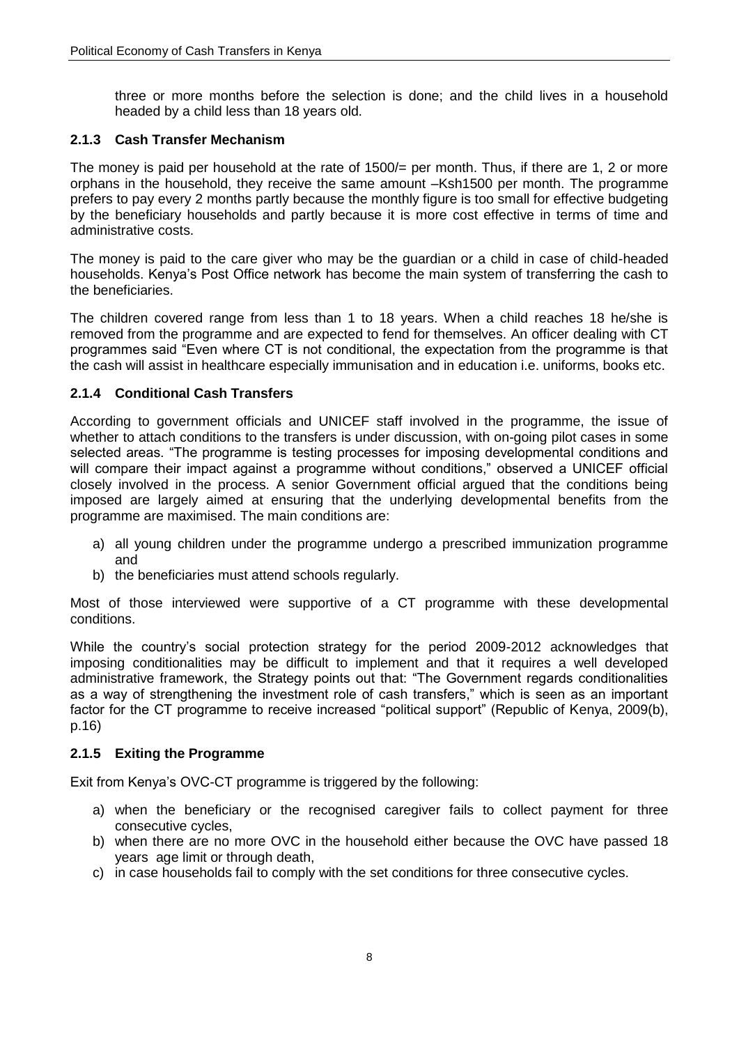three or more months before the selection is done; and the child lives in a household headed by a child less than 18 years old.

### 2.1.3 Cash Transfer Mechanism

The money is paid per household at the rate of 1500/= per month. Thus, if there are 1, 2 or more orphans in the household, they receive the same amount –Ksh1500 per month. The programme prefers to pay every 2 months partly because the monthly figure is too small for effective budgeting by the beneficiary households and partly because it is more cost effective in terms of time and administrative costs.

The money is paid to the care giver who may be the guardian or a child in case of child-headed households. Kenya's Post Office network has become the main system of transferring the cash to the beneficiaries.

The children covered range from less than 1 to 18 years. When a child reaches 18 he/she is removed from the programme and are expected to fend for themselves. An officer dealing with CT programmes said "Even where CT is not conditional, the expectation from the programme is that the cash will assist in healthcare especially immunisation and in education i.e. uniforms, books etc.

### 2.1.4 Conditional Cash Transfers

According to government officials and UNICEF staff involved in the programme, the issue of whether to attach conditions to the transfers is under discussion, with on-going pilot cases in some selected areas. "The programme is testing processes for imposing developmental conditions and will compare their impact against a programme without conditions," observed a UNICEF official closely involved in the process. A senior Government official argued that the conditions being imposed are largely aimed at ensuring that the underlying developmental benefits from the programme are maximised. The main conditions are:

a) all young children under the programme undergo a prescribed immunization programme and
b) the beneficiaries must attend schools regularly.

Most of those interviewed were supportive of a CT programme with these developmental conditions.

While the country's social protection strategy for the period 2009-2012 acknowledges that imposing conditionalities may be difficult to implement and that it requires a well developed administrative framework, the Strategy points out that: "The Government regards conditionalities as a way of strengthening the investment role of cash transfers," which is seen as an important factor for the CT programme to receive increased "political support" (Republic of Kenya, 2009(b), p.16)

### 2.1.5 Exiting the Programme

Exit from Kenya's OVC-CT programme is triggered by the following:

a) when the beneficiary or the recognised caregiver fails to collect payment for three consecutive cycles,
b) when there are no more OVC in the household either because the OVC have passed 18 years age limit or through death,
c) in case households fail to comply with the set conditions for three consecutive cycles.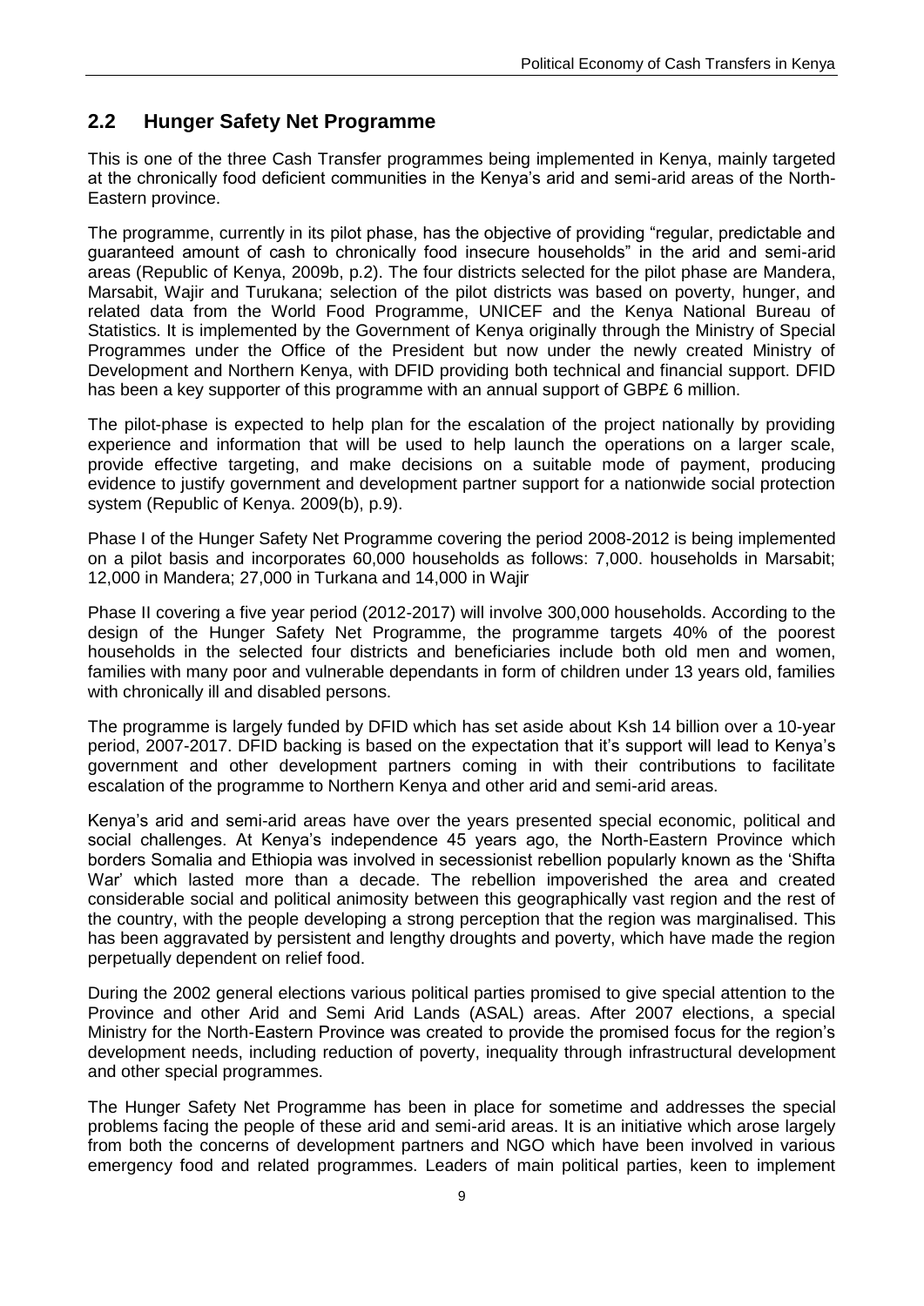## 2.2 Hunger Safety Net Programme

This is one of the three Cash Transfer programmes being implemented in Kenya, mainly targeted at the chronically food deficient communities in the Kenya's arid and semi-arid areas of the North-Eastern province.

The programme, currently in its pilot phase, has the objective of providing "regular, predictable and guaranteed amount of cash to chronically food insecure households" in the arid and semi-arid areas (Republic of Kenya, 2009b, p.2). The four districts selected for the pilot phase are Mandera, Marsabit, Wajir and Turukana; selection of the pilot districts was based on poverty, hunger, and related data from the World Food Programme, UNICEF and the Kenya National Bureau of Statistics. It is implemented by the Government of Kenya originally through the Ministry of Special Programmes under the Office of the President but now under the newly created Ministry of Development and Northern Kenya, with DFID providing both technical and financial support. DFID has been a key supporter of this programme with an annual support of GBP£ 6 million.

The pilot-phase is expected to help plan for the escalation of the project nationally by providing experience and information that will be used to help launch the operations on a larger scale, provide effective targeting, and make decisions on a suitable mode of payment, producing evidence to justify government and development partner support for a nationwide social protection system (Republic of Kenya. 2009(b), p.9).

Phase I of the Hunger Safety Net Programme covering the period 2008-2012 is being implemented on a pilot basis and incorporates 60,000 households as follows: 7,000. households in Marsabit; 12,000 in Mandera; 27,000 in Turkana and 14,000 in Wajir

Phase II covering a five year period (2012-2017) will involve 300,000 households. According to the design of the Hunger Safety Net Programme, the programme targets 40% of the poorest households in the selected four districts and beneficiaries include both old men and women, families with many poor and vulnerable dependants in form of children under 13 years old, families with chronically ill and disabled persons.

The programme is largely funded by DFID which has set aside about Ksh 14 billion over a 10-year period, 2007-2017. DFID backing is based on the expectation that it's support will lead to Kenya's government and other development partners coming in with their contributions to facilitate escalation of the programme to Northern Kenya and other arid and semi-arid areas.

Kenya's arid and semi-arid areas have over the years presented special economic, political and social challenges. At Kenya's independence 45 years ago, the North-Eastern Province which borders Somalia and Ethiopia was involved in secessionist rebellion popularly known as the 'Shifta War' which lasted more than a decade. The rebellion impoverished the area and created considerable social and political animosity between this geographically vast region and the rest of the country, with the people developing a strong perception that the region was marginalised. This has been aggravated by persistent and lengthy droughts and poverty, which have made the region perpetually dependent on relief food.

During the 2002 general elections various political parties promised to give special attention to the Province and other Arid and Semi Arid Lands (ASAL) areas. After 2007 elections, a special Ministry for the North-Eastern Province was created to provide the promised focus for the region's development needs, including reduction of poverty, inequality through infrastructural development and other special programmes.

The Hunger Safety Net Programme has been in place for sometime and addresses the special problems facing the people of these arid and semi-arid areas. It is an initiative which arose largely from both the concerns of development partners and NGO which have been involved in various emergency food and related programmes. Leaders of main political parties, keen to implement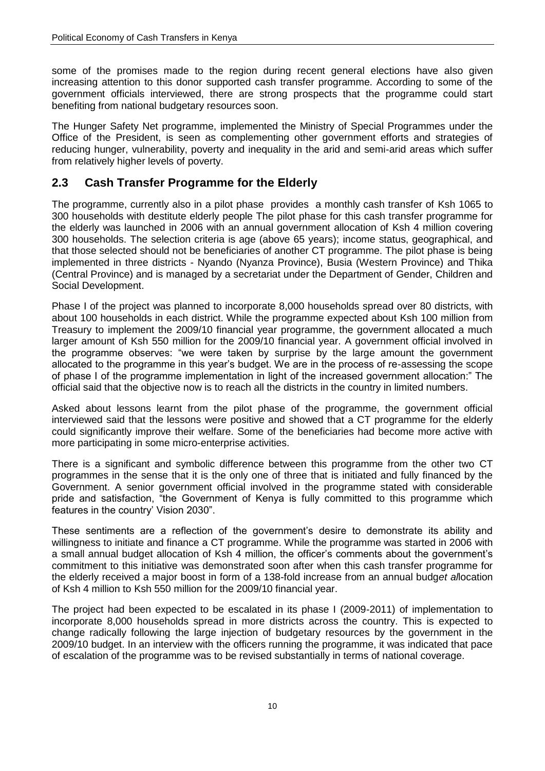some of the promises made to the region during recent general elections have also given increasing attention to this donor supported cash transfer programme. According to some of the government officials interviewed, there are strong prospects that the programme could start benefiting from national budgetary resources soon.

The Hunger Safety Net programme, implemented the Ministry of Special Programmes under the Office of the President, is seen as complementing other government efforts and strategies of reducing hunger, vulnerability, poverty and inequality in the arid and semi-arid areas which suffer from relatively higher levels of poverty.

## 2.3 Cash Transfer Programme for the Elderly

The programme, currently also in a pilot phase provides a monthly cash transfer of Ksh 1065 to 300 households with destitute elderly people The pilot phase for this cash transfer programme for the elderly was launched in 2006 with an annual government allocation of Ksh 4 million covering 300 households. The selection criteria is age (above 65 years); income status, geographical, and that those selected should not be beneficiaries of another CT programme. The pilot phase is being implemented in three districts - Nyando (Nyanza Province), Busia (Western Province) and Thika (Central Province) and is managed by a secretariat under the Department of Gender, Children and Social Development.

Phase I of the project was planned to incorporate 8,000 households spread over 80 districts, with about 100 households in each district. While the programme expected about Ksh 100 million from Treasury to implement the 2009/10 financial year programme, the government allocated a much larger amount of Ksh 550 million for the 2009/10 financial year. A government official involved in the programme observes: "we were taken by surprise by the large amount the government allocated to the programme in this year's budget. We are in the process of re-assessing the scope of phase I of the programme implementation in light of the increased government allocation:" The official said that the objective now is to reach all the districts in the country in limited numbers.

Asked about lessons learnt from the pilot phase of the programme, the government official interviewed said that the lessons were positive and showed that a CT programme for the elderly could significantly improve their welfare. Some of the beneficiaries had become more active with more participating in some micro-enterprise activities.

There is a significant and symbolic difference between this programme from the other two CT programmes in the sense that it is the only one of three that is initiated and fully financed by the Government. A senior government official involved in the programme stated with considerable pride and satisfaction, "the Government of Kenya is fully committed to this programme which features in the country' Vision 2030".

These sentiments are a reflection of the government's desire to demonstrate its ability and willingness to initiate and finance a CT programme. While the programme was started in 2006 with a small annual budget allocation of Ksh 4 million, the officer's comments about the government's commitment to this initiative was demonstrated soon after when this cash transfer programme for the elderly received a major boost in form of a 138-fold increase from an annual budg*et al*location of Ksh 4 million to Ksh 550 million for the 2009/10 financial year.

The project had been expected to be escalated in its phase I (2009-2011) of implementation to incorporate 8,000 households spread in more districts across the country. This is expected to change radically following the large injection of budgetary resources by the government in the 2009/10 budget. In an interview with the officers running the programme, it was indicated that pace of escalation of the programme was to be revised substantially in terms of national coverage.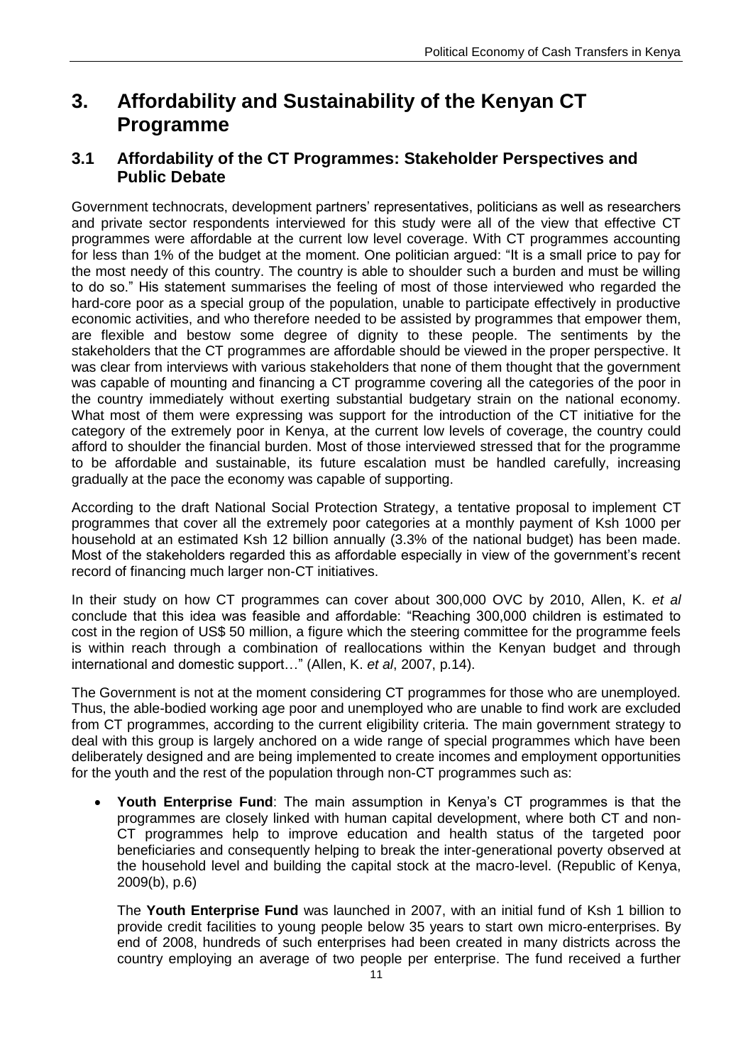# 3. Affordability and Sustainability of the Kenyan CT Programme

## 3.1 Affordability of the CT Programmes: Stakeholder Perspectives and Public Debate

Government technocrats, development partners' representatives, politicians as well as researchers and private sector respondents interviewed for this study were all of the view that effective CT programmes were affordable at the current low level coverage. With CT programmes accounting for less than 1% of the budget at the moment. One politician argued: "It is a small price to pay for the most needy of this country. The country is able to shoulder such a burden and must be willing to do so." His statement summarises the feeling of most of those interviewed who regarded the hard-core poor as a special group of the population, unable to participate effectively in productive economic activities, and who therefore needed to be assisted by programmes that empower them, are flexible and bestow some degree of dignity to these people. The sentiments by the stakeholders that the CT programmes are affordable should be viewed in the proper perspective. It was clear from interviews with various stakeholders that none of them thought that the government was capable of mounting and financing a CT programme covering all the categories of the poor in the country immediately without exerting substantial budgetary strain on the national economy. What most of them were expressing was support for the introduction of the CT initiative for the category of the extremely poor in Kenya, at the current low levels of coverage, the country could afford to shoulder the financial burden. Most of those interviewed stressed that for the programme to be affordable and sustainable, its future escalation must be handled carefully, increasing gradually at the pace the economy was capable of supporting.

According to the draft National Social Protection Strategy, a tentative proposal to implement CT programmes that cover all the extremely poor categories at a monthly payment of Ksh 1000 per household at an estimated Ksh 12 billion annually (3.3% of the national budget) has been made. Most of the stakeholders regarded this as affordable especially in view of the government's recent record of financing much larger non-CT initiatives.

In their study on how CT programmes can cover about 300,000 OVC by 2010, Allen, K. *et al* conclude that this idea was feasible and affordable: "Reaching 300,000 children is estimated to cost in the region of US$ 50 million, a figure which the steering committee for the programme feels is within reach through a combination of reallocations within the Kenyan budget and through international and domestic support…" (Allen, K. *et al*, 2007, p.14).

The Government is not at the moment considering CT programmes for those who are unemployed. Thus, the able-bodied working age poor and unemployed who are unable to find work are excluded from CT programmes, according to the current eligibility criteria. The main government strategy to deal with this group is largely anchored on a wide range of special programmes which have been deliberately designed and are being implemented to create incomes and employment opportunities for the youth and the rest of the population through non-CT programmes such as:

- **Youth Enterprise Fund**: The main assumption in Kenya's CT programmes is that the programmes are closely linked with human capital development, where both CT and non-CT programmes help to improve education and health status of the targeted poor beneficiaries and consequently helping to break the inter-generational poverty observed at the household level and building the capital stock at the macro-level. (Republic of Kenya, 2009(b), p.6)

  The **Youth Enterprise Fund** was launched in 2007, with an initial fund of Ksh 1 billion to provide credit facilities to young people below 35 years to start own micro-enterprises. By end of 2008, hundreds of such enterprises had been created in many districts across the country employing an average of two people per enterprise. The fund received a further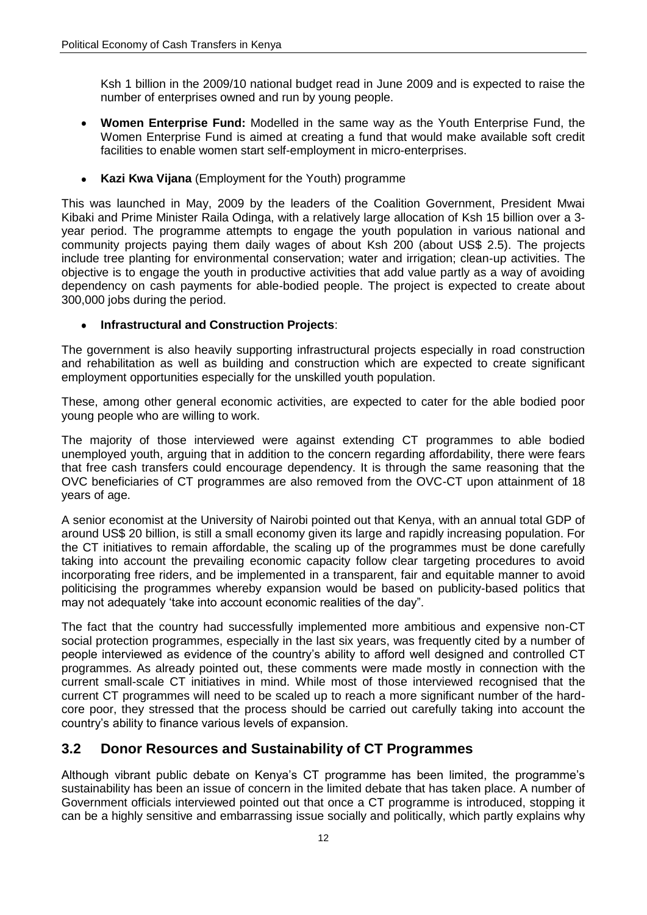Ksh 1 billion in the 2009/10 national budget read in June 2009 and is expected to raise the number of enterprises owned and run by young people.

- **Women Enterprise Fund:** Modelled in the same way as the Youth Enterprise Fund, the Women Enterprise Fund is aimed at creating a fund that would make available soft credit facilities to enable women start self-employment in micro-enterprises.

- **Kazi Kwa Vijana** (Employment for the Youth) programme

This was launched in May, 2009 by the leaders of the Coalition Government, President Mwai Kibaki and Prime Minister Raila Odinga, with a relatively large allocation of Ksh 15 billion over a 3-year period. The programme attempts to engage the youth population in various national and community projects paying them daily wages of about Ksh 200 (about US$ 2.5). The projects include tree planting for environmental conservation; water and irrigation; clean-up activities. The objective is to engage the youth in productive activities that add value partly as a way of avoiding dependency on cash payments for able-bodied people. The project is expected to create about 300,000 jobs during the period.

- **Infrastructural and Construction Projects**:

The government is also heavily supporting infrastructural projects especially in road construction and rehabilitation as well as building and construction which are expected to create significant employment opportunities especially for the unskilled youth population.

These, among other general economic activities, are expected to cater for the able bodied poor young people who are willing to work.

The majority of those interviewed were against extending CT programmes to able bodied unemployed youth, arguing that in addition to the concern regarding affordability, there were fears that free cash transfers could encourage dependency. It is through the same reasoning that the OVC beneficiaries of CT programmes are also removed from the OVC-CT upon attainment of 18 years of age.

A senior economist at the University of Nairobi pointed out that Kenya, with an annual total GDP of around US$ 20 billion, is still a small economy given its large and rapidly increasing population. For the CT initiatives to remain affordable, the scaling up of the programmes must be done carefully taking into account the prevailing economic capacity follow clear targeting procedures to avoid incorporating free riders, and be implemented in a transparent, fair and equitable manner to avoid politicising the programmes whereby expansion would be based on publicity-based politics that may not adequately 'take into account economic realities of the day".

The fact that the country had successfully implemented more ambitious and expensive non-CT social protection programmes, especially in the last six years, was frequently cited by a number of people interviewed as evidence of the country's ability to afford well designed and controlled CT programmes. As already pointed out, these comments were made mostly in connection with the current small-scale CT initiatives in mind. While most of those interviewed recognised that the current CT programmes will need to be scaled up to reach a more significant number of the hard-core poor, they stressed that the process should be carried out carefully taking into account the country's ability to finance various levels of expansion.

## 3.2 Donor Resources and Sustainability of CT Programmes

Although vibrant public debate on Kenya's CT programme has been limited, the programme's sustainability has been an issue of concern in the limited debate that has taken place. A number of Government officials interviewed pointed out that once a CT programme is introduced, stopping it can be a highly sensitive and embarrassing issue socially and politically, which partly explains why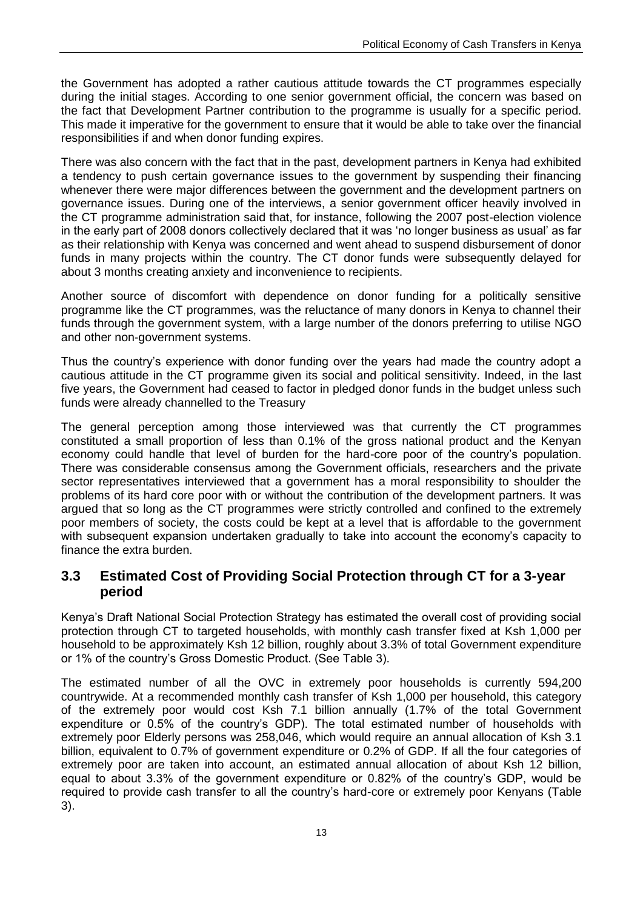the Government has adopted a rather cautious attitude towards the CT programmes especially during the initial stages. According to one senior government official, the concern was based on the fact that Development Partner contribution to the programme is usually for a specific period. This made it imperative for the government to ensure that it would be able to take over the financial responsibilities if and when donor funding expires.

There was also concern with the fact that in the past, development partners in Kenya had exhibited a tendency to push certain governance issues to the government by suspending their financing whenever there were major differences between the government and the development partners on governance issues. During one of the interviews, a senior government officer heavily involved in the CT programme administration said that, for instance, following the 2007 post-election violence in the early part of 2008 donors collectively declared that it was 'no longer business as usual' as far as their relationship with Kenya was concerned and went ahead to suspend disbursement of donor funds in many projects within the country. The CT donor funds were subsequently delayed for about 3 months creating anxiety and inconvenience to recipients.

Another source of discomfort with dependence on donor funding for a politically sensitive programme like the CT programmes, was the reluctance of many donors in Kenya to channel their funds through the government system, with a large number of the donors preferring to utilise NGO and other non-government systems.

Thus the country's experience with donor funding over the years had made the country adopt a cautious attitude in the CT programme given its social and political sensitivity. Indeed, in the last five years, the Government had ceased to factor in pledged donor funds in the budget unless such funds were already channelled to the Treasury

The general perception among those interviewed was that currently the CT programmes constituted a small proportion of less than 0.1% of the gross national product and the Kenyan economy could handle that level of burden for the hard-core poor of the country's population. There was considerable consensus among the Government officials, researchers and the private sector representatives interviewed that a government has a moral responsibility to shoulder the problems of its hard core poor with or without the contribution of the development partners. It was argued that so long as the CT programmes were strictly controlled and confined to the extremely poor members of society, the costs could be kept at a level that is affordable to the government with subsequent expansion undertaken gradually to take into account the economy's capacity to finance the extra burden.

## 3.3 Estimated Cost of Providing Social Protection through CT for a 3-year period

Kenya's Draft National Social Protection Strategy has estimated the overall cost of providing social protection through CT to targeted households, with monthly cash transfer fixed at Ksh 1,000 per household to be approximately Ksh 12 billion, roughly about 3.3% of total Government expenditure or 1% of the country's Gross Domestic Product. (See Table 3).

The estimated number of all the OVC in extremely poor households is currently 594,200 countrywide. At a recommended monthly cash transfer of Ksh 1,000 per household, this category of the extremely poor would cost Ksh 7.1 billion annually (1.7% of the total Government expenditure or 0.5% of the country's GDP). The total estimated number of households with extremely poor Elderly persons was 258,046, which would require an annual allocation of Ksh 3.1 billion, equivalent to 0.7% of government expenditure or 0.2% of GDP. If all the four categories of extremely poor are taken into account, an estimated annual allocation of about Ksh 12 billion, equal to about 3.3% of the government expenditure or 0.82% of the country's GDP, would be required to provide cash transfer to all the country's hard-core or extremely poor Kenyans (Table 3).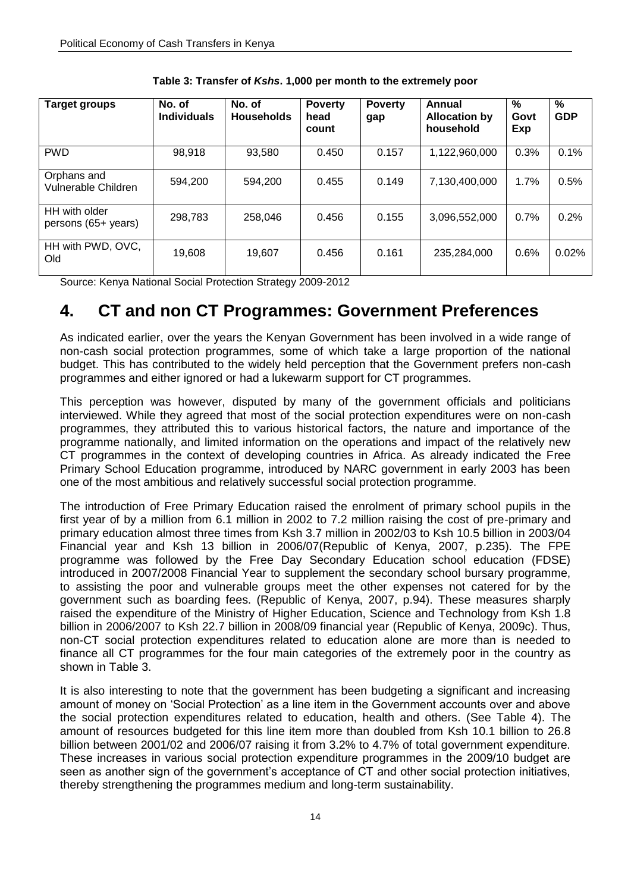**Table 3: Transfer of *Kshs*. 1,000 per month to the extremely poor**

| Target groups | No. of Individuals | No. of Households | Poverty head count | Poverty gap | Annual Allocation by household | % Govt Exp | % GDP |
|---|---|---|---|---|---|---|---|
| PWD | 98,918 | 93,580 | 0.450 | 0.157 | 1,122,960,000 | 0.3% | 0.1% |
| Orphans and Vulnerable Children | 594,200 | 594,200 | 0.455 | 0.149 | 7,130,400,000 | 1.7% | 0.5% |
| HH with older persons (65+ years) | 298,783 | 258,046 | 0.456 | 0.155 | 3,096,552,000 | 0.7% | 0.2% |
| HH with PWD, OVC, Old | 19,608 | 19,607 | 0.456 | 0.161 | 235,284,000 | 0.6% | 0.02% |

Source: Kenya National Social Protection Strategy 2009-2012

# 4. CT and non CT Programmes: Government Preferences

As indicated earlier, over the years the Kenyan Government has been involved in a wide range of non-cash social protection programmes, some of which take a large proportion of the national budget. This has contributed to the widely held perception that the Government prefers non-cash programmes and either ignored or had a lukewarm support for CT programmes.

This perception was however, disputed by many of the government officials and politicians interviewed. While they agreed that most of the social protection expenditures were on non-cash programmes, they attributed this to various historical factors, the nature and importance of the programme nationally, and limited information on the operations and impact of the relatively new CT programmes in the context of developing countries in Africa. As already indicated the Free Primary School Education programme, introduced by NARC government in early 2003 has been one of the most ambitious and relatively successful social protection programme.

The introduction of Free Primary Education raised the enrolment of primary school pupils in the first year of by a million from 6.1 million in 2002 to 7.2 million raising the cost of pre-primary and primary education almost three times from Ksh 3.7 million in 2002/03 to Ksh 10.5 billion in 2003/04 Financial year and Ksh 13 billion in 2006/07(Republic of Kenya, 2007, p.235). The FPE programme was followed by the Free Day Secondary Education school education (FDSE) introduced in 2007/2008 Financial Year to supplement the secondary school bursary programme, to assisting the poor and vulnerable groups meet the other expenses not catered for by the government such as boarding fees. (Republic of Kenya, 2007, p.94). These measures sharply raised the expenditure of the Ministry of Higher Education, Science and Technology from Ksh 1.8 billion in 2006/2007 to Ksh 22.7 billion in 2008/09 financial year (Republic of Kenya, 2009c). Thus, non-CT social protection expenditures related to education alone are more than is needed to finance all CT programmes for the four main categories of the extremely poor in the country as shown in Table 3.

It is also interesting to note that the government has been budgeting a significant and increasing amount of money on 'Social Protection' as a line item in the Government accounts over and above the social protection expenditures related to education, health and others. (See Table 4). The amount of resources budgeted for this line item more than doubled from Ksh 10.1 billion to 26.8 billion between 2001/02 and 2006/07 raising it from 3.2% to 4.7% of total government expenditure. These increases in various social protection expenditure programmes in the 2009/10 budget are seen as another sign of the government's acceptance of CT and other social protection initiatives, thereby strengthening the programmes medium and long-term sustainability.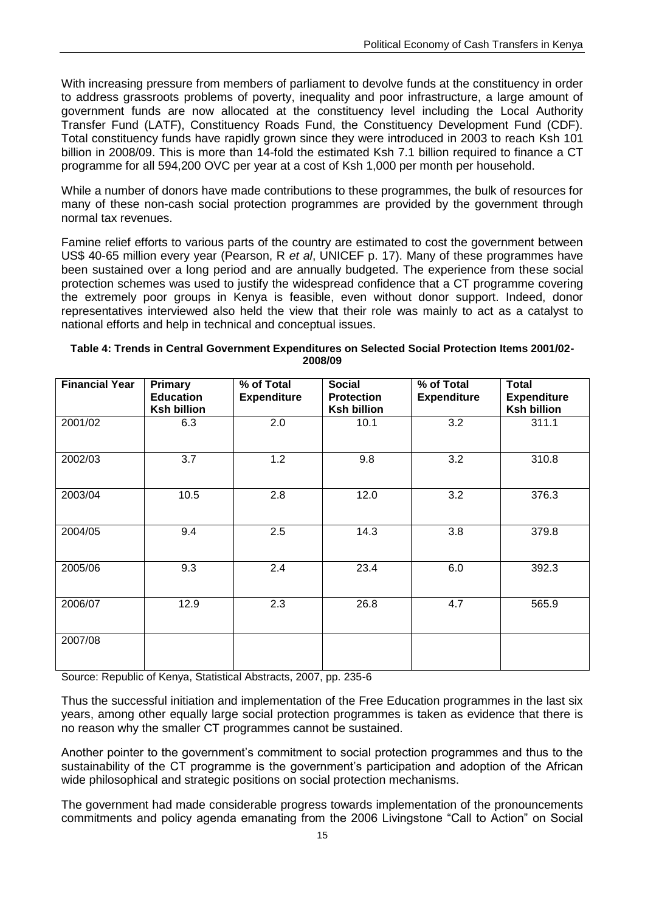With increasing pressure from members of parliament to devolve funds at the constituency in order to address grassroots problems of poverty, inequality and poor infrastructure, a large amount of government funds are now allocated at the constituency level including the Local Authority Transfer Fund (LATF), Constituency Roads Fund, the Constituency Development Fund (CDF). Total constituency funds have rapidly grown since they were introduced in 2003 to reach Ksh 101 billion in 2008/09. This is more than 14-fold the estimated Ksh 7.1 billion required to finance a CT programme for all 594,200 OVC per year at a cost of Ksh 1,000 per month per household.

While a number of donors have made contributions to these programmes, the bulk of resources for many of these non-cash social protection programmes are provided by the government through normal tax revenues.

Famine relief efforts to various parts of the country are estimated to cost the government between US$ 40-65 million every year (Pearson, R *et al*, UNICEF p. 17). Many of these programmes have been sustained over a long period and are annually budgeted. The experience from these social protection schemes was used to justify the widespread confidence that a CT programme covering the extremely poor groups in Kenya is feasible, even without donor support. Indeed, donor representatives interviewed also held the view that their role was mainly to act as a catalyst to national efforts and help in technical and conceptual issues.

**Table 4: Trends in Central Government Expenditures on Selected Social Protection Items 2001/02-2008/09**

| Financial Year | Primary Education Ksh billion | % of Total Expenditure | Social Protection Ksh billion | % of Total Expenditure | Total Expenditure Ksh billion |
|---|---|---|---|---|---|
| 2001/02 | 6.3 | 2.0 | 10.1 | 3.2 | 311.1 |
| 2002/03 | 3.7 | 1.2 | 9.8 | 3.2 | 310.8 |
| 2003/04 | 10.5 | 2.8 | 12.0 | 3.2 | 376.3 |
| 2004/05 | 9.4 | 2.5 | 14.3 | 3.8 | 379.8 |
| 2005/06 | 9.3 | 2.4 | 23.4 | 6.0 | 392.3 |
| 2006/07 | 12.9 | 2.3 | 26.8 | 4.7 | 565.9 |
| 2007/08 | | | | | |

Source: Republic of Kenya, Statistical Abstracts, 2007, pp. 235-6

Thus the successful initiation and implementation of the Free Education programmes in the last six years, among other equally large social protection programmes is taken as evidence that there is no reason why the smaller CT programmes cannot be sustained.

Another pointer to the government's commitment to social protection programmes and thus to the sustainability of the CT programme is the government's participation and adoption of the African wide philosophical and strategic positions on social protection mechanisms.

The government had made considerable progress towards implementation of the pronouncements commitments and policy agenda emanating from the 2006 Livingstone "Call to Action" on Social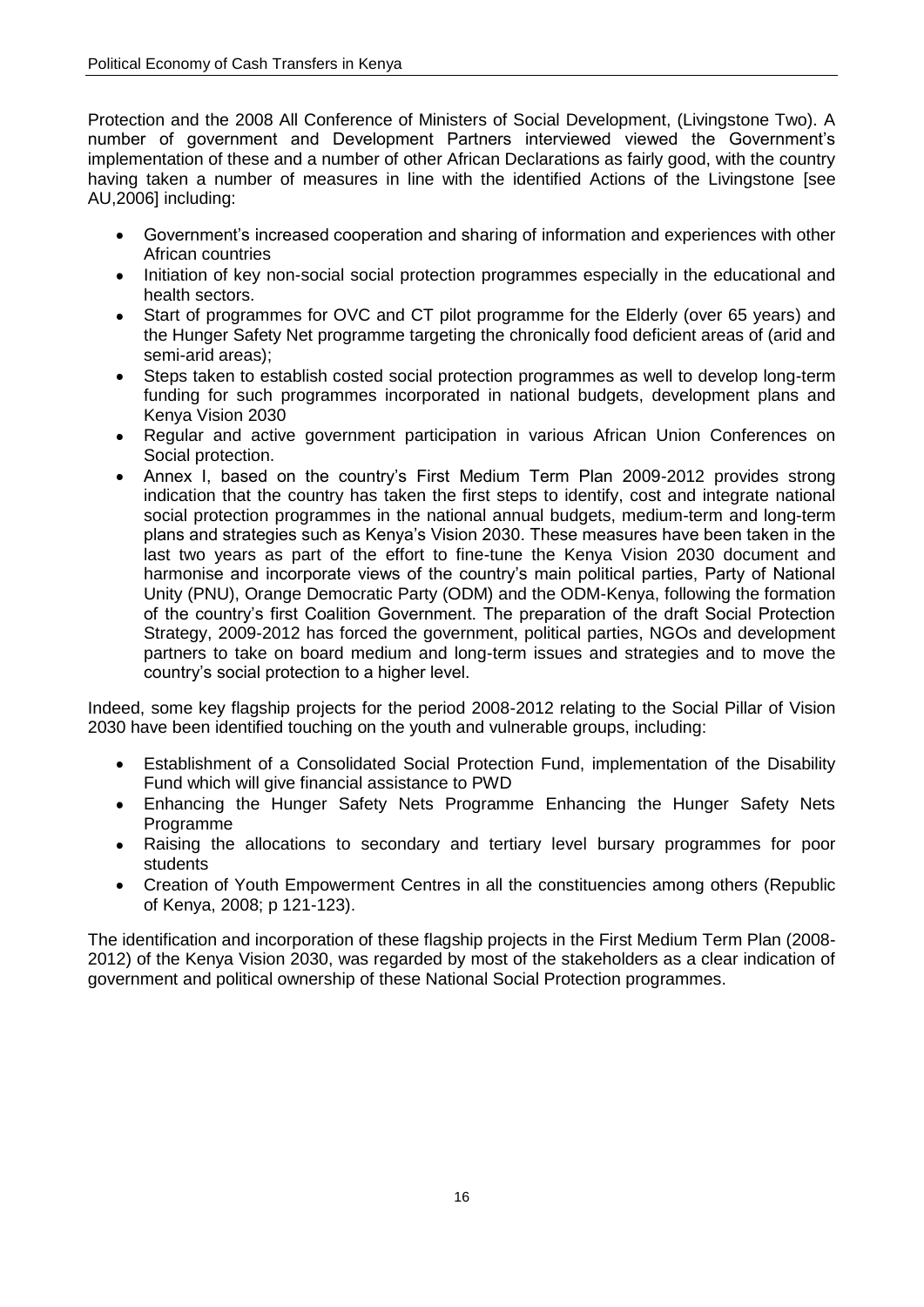Protection and the 2008 All Conference of Ministers of Social Development, (Livingstone Two). A number of government and Development Partners interviewed viewed the Government's implementation of these and a number of other African Declarations as fairly good, with the country having taken a number of measures in line with the identified Actions of the Livingstone [see AU,2006] including:

- Government's increased cooperation and sharing of information and experiences with other African countries
- Initiation of key non-social social protection programmes especially in the educational and health sectors.
- Start of programmes for OVC and CT pilot programme for the Elderly (over 65 years) and the Hunger Safety Net programme targeting the chronically food deficient areas of (arid and semi-arid areas);
- Steps taken to establish costed social protection programmes as well to develop long-term funding for such programmes incorporated in national budgets, development plans and Kenya Vision 2030
- Regular and active government participation in various African Union Conferences on Social protection.
- Annex I, based on the country's First Medium Term Plan 2009-2012 provides strong indication that the country has taken the first steps to identify, cost and integrate national social protection programmes in the national annual budgets, medium-term and long-term plans and strategies such as Kenya's Vision 2030. These measures have been taken in the last two years as part of the effort to fine-tune the Kenya Vision 2030 document and harmonise and incorporate views of the country's main political parties, Party of National Unity (PNU), Orange Democratic Party (ODM) and the ODM-Kenya, following the formation of the country's first Coalition Government. The preparation of the draft Social Protection Strategy, 2009-2012 has forced the government, political parties, NGOs and development partners to take on board medium and long-term issues and strategies and to move the country's social protection to a higher level.

Indeed, some key flagship projects for the period 2008-2012 relating to the Social Pillar of Vision 2030 have been identified touching on the youth and vulnerable groups, including:

- Establishment of a Consolidated Social Protection Fund, implementation of the Disability Fund which will give financial assistance to PWD
- Enhancing the Hunger Safety Nets Programme Enhancing the Hunger Safety Nets Programme
- Raising the allocations to secondary and tertiary level bursary programmes for poor students
- Creation of Youth Empowerment Centres in all the constituencies among others (Republic of Kenya, 2008; p 121-123).

The identification and incorporation of these flagship projects in the First Medium Term Plan (2008-2012) of the Kenya Vision 2030, was regarded by most of the stakeholders as a clear indication of government and political ownership of these National Social Protection programmes.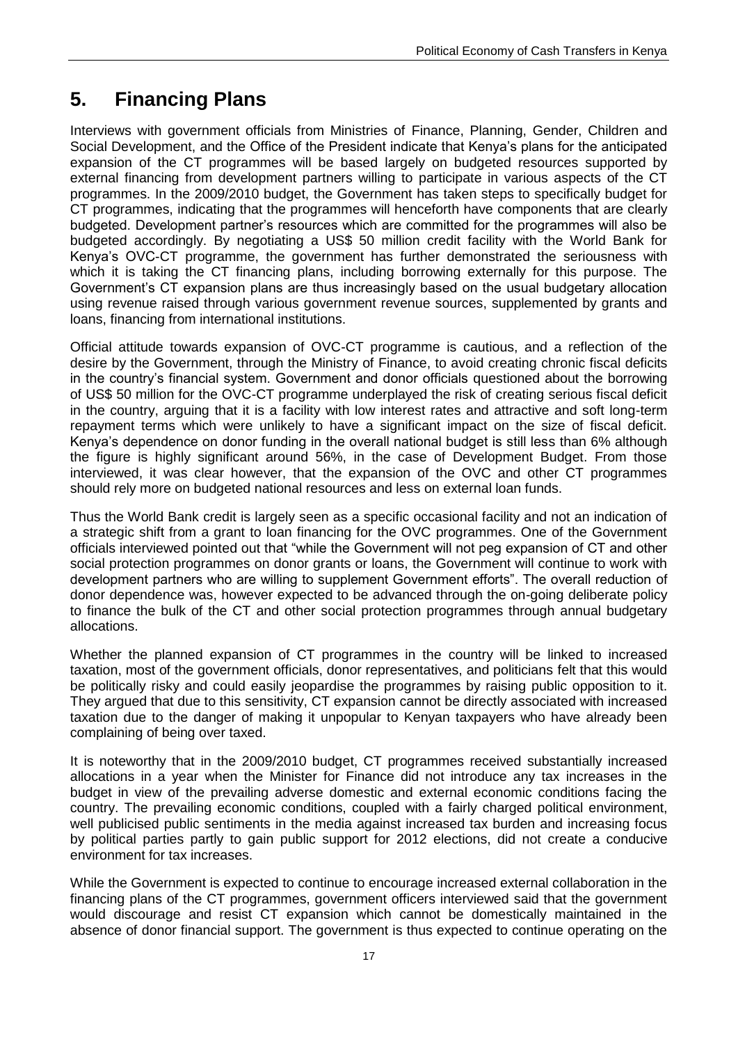# 5. Financing Plans

Interviews with government officials from Ministries of Finance, Planning, Gender, Children and Social Development, and the Office of the President indicate that Kenya's plans for the anticipated expansion of the CT programmes will be based largely on budgeted resources supported by external financing from development partners willing to participate in various aspects of the CT programmes. In the 2009/2010 budget, the Government has taken steps to specifically budget for CT programmes, indicating that the programmes will henceforth have components that are clearly budgeted. Development partner's resources which are committed for the programmes will also be budgeted accordingly. By negotiating a US$ 50 million credit facility with the World Bank for Kenya's OVC-CT programme, the government has further demonstrated the seriousness with which it is taking the CT financing plans, including borrowing externally for this purpose. The Government's CT expansion plans are thus increasingly based on the usual budgetary allocation using revenue raised through various government revenue sources, supplemented by grants and loans, financing from international institutions.

Official attitude towards expansion of OVC-CT programme is cautious, and a reflection of the desire by the Government, through the Ministry of Finance, to avoid creating chronic fiscal deficits in the country's financial system. Government and donor officials questioned about the borrowing of US$ 50 million for the OVC-CT programme underplayed the risk of creating serious fiscal deficit in the country, arguing that it is a facility with low interest rates and attractive and soft long-term repayment terms which were unlikely to have a significant impact on the size of fiscal deficit. Kenya's dependence on donor funding in the overall national budget is still less than 6% although the figure is highly significant around 56%, in the case of Development Budget. From those interviewed, it was clear however, that the expansion of the OVC and other CT programmes should rely more on budgeted national resources and less on external loan funds.

Thus the World Bank credit is largely seen as a specific occasional facility and not an indication of a strategic shift from a grant to loan financing for the OVC programmes. One of the Government officials interviewed pointed out that "while the Government will not peg expansion of CT and other social protection programmes on donor grants or loans, the Government will continue to work with development partners who are willing to supplement Government efforts". The overall reduction of donor dependence was, however expected to be advanced through the on-going deliberate policy to finance the bulk of the CT and other social protection programmes through annual budgetary allocations.

Whether the planned expansion of CT programmes in the country will be linked to increased taxation, most of the government officials, donor representatives, and politicians felt that this would be politically risky and could easily jeopardise the programmes by raising public opposition to it. They argued that due to this sensitivity, CT expansion cannot be directly associated with increased taxation due to the danger of making it unpopular to Kenyan taxpayers who have already been complaining of being over taxed.

It is noteworthy that in the 2009/2010 budget, CT programmes received substantially increased allocations in a year when the Minister for Finance did not introduce any tax increases in the budget in view of the prevailing adverse domestic and external economic conditions facing the country. The prevailing economic conditions, coupled with a fairly charged political environment, well publicised public sentiments in the media against increased tax burden and increasing focus by political parties partly to gain public support for 2012 elections, did not create a conducive environment for tax increases.

While the Government is expected to continue to encourage increased external collaboration in the financing plans of the CT programmes, government officers interviewed said that the government would discourage and resist CT expansion which cannot be domestically maintained in the absence of donor financial support. The government is thus expected to continue operating on the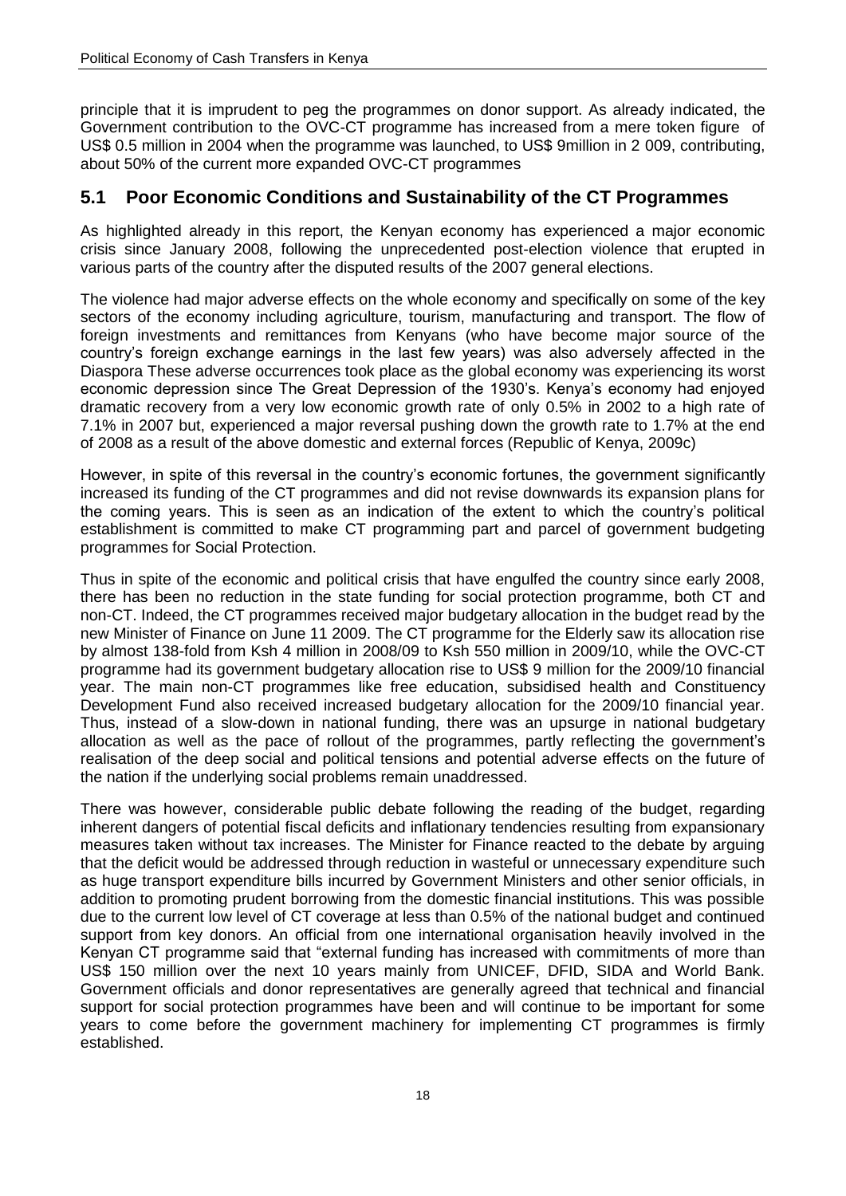principle that it is imprudent to peg the programmes on donor support. As already indicated, the Government contribution to the OVC-CT programme has increased from a mere token figure of US$ 0.5 million in 2004 when the programme was launched, to US$ 9million in 2 009, contributing, about 50% of the current more expanded OVC-CT programmes

## 5.1 Poor Economic Conditions and Sustainability of the CT Programmes

As highlighted already in this report, the Kenyan economy has experienced a major economic crisis since January 2008, following the unprecedented post-election violence that erupted in various parts of the country after the disputed results of the 2007 general elections.

The violence had major adverse effects on the whole economy and specifically on some of the key sectors of the economy including agriculture, tourism, manufacturing and transport. The flow of foreign investments and remittances from Kenyans (who have become major source of the country's foreign exchange earnings in the last few years) was also adversely affected in the Diaspora These adverse occurrences took place as the global economy was experiencing its worst economic depression since The Great Depression of the 1930's. Kenya's economy had enjoyed dramatic recovery from a very low economic growth rate of only 0.5% in 2002 to a high rate of 7.1% in 2007 but, experienced a major reversal pushing down the growth rate to 1.7% at the end of 2008 as a result of the above domestic and external forces (Republic of Kenya, 2009c)

However, in spite of this reversal in the country's economic fortunes, the government significantly increased its funding of the CT programmes and did not revise downwards its expansion plans for the coming years. This is seen as an indication of the extent to which the country's political establishment is committed to make CT programming part and parcel of government budgeting programmes for Social Protection.

Thus in spite of the economic and political crisis that have engulfed the country since early 2008, there has been no reduction in the state funding for social protection programme, both CT and non-CT. Indeed, the CT programmes received major budgetary allocation in the budget read by the new Minister of Finance on June 11 2009. The CT programme for the Elderly saw its allocation rise by almost 138-fold from Ksh 4 million in 2008/09 to Ksh 550 million in 2009/10, while the OVC-CT programme had its government budgetary allocation rise to US$ 9 million for the 2009/10 financial year. The main non-CT programmes like free education, subsidised health and Constituency Development Fund also received increased budgetary allocation for the 2009/10 financial year. Thus, instead of a slow-down in national funding, there was an upsurge in national budgetary allocation as well as the pace of rollout of the programmes, partly reflecting the government's realisation of the deep social and political tensions and potential adverse effects on the future of the nation if the underlying social problems remain unaddressed.

There was however, considerable public debate following the reading of the budget, regarding inherent dangers of potential fiscal deficits and inflationary tendencies resulting from expansionary measures taken without tax increases. The Minister for Finance reacted to the debate by arguing that the deficit would be addressed through reduction in wasteful or unnecessary expenditure such as huge transport expenditure bills incurred by Government Ministers and other senior officials, in addition to promoting prudent borrowing from the domestic financial institutions. This was possible due to the current low level of CT coverage at less than 0.5% of the national budget and continued support from key donors. An official from one international organisation heavily involved in the Kenyan CT programme said that "external funding has increased with commitments of more than US$ 150 million over the next 10 years mainly from UNICEF, DFID, SIDA and World Bank. Government officials and donor representatives are generally agreed that technical and financial support for social protection programmes have been and will continue to be important for some years to come before the government machinery for implementing CT programmes is firmly established.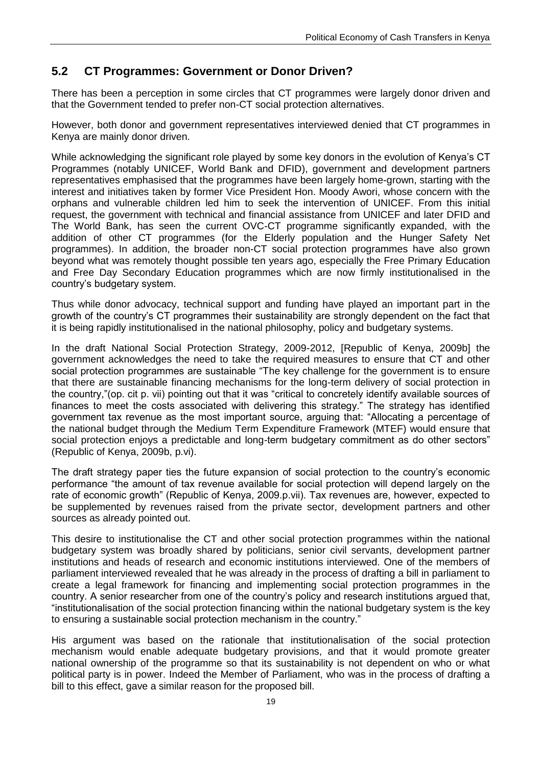## 5.2 CT Programmes: Government or Donor Driven?

There has been a perception in some circles that CT programmes were largely donor driven and that the Government tended to prefer non-CT social protection alternatives.

However, both donor and government representatives interviewed denied that CT programmes in Kenya are mainly donor driven.

While acknowledging the significant role played by some key donors in the evolution of Kenya's CT Programmes (notably UNICEF, World Bank and DFID), government and development partners representatives emphasised that the programmes have been largely home-grown, starting with the interest and initiatives taken by former Vice President Hon. Moody Awori, whose concern with the orphans and vulnerable children led him to seek the intervention of UNICEF. From this initial request, the government with technical and financial assistance from UNICEF and later DFID and The World Bank, has seen the current OVC-CT programme significantly expanded, with the addition of other CT programmes (for the Elderly population and the Hunger Safety Net programmes). In addition, the broader non-CT social protection programmes have also grown beyond what was remotely thought possible ten years ago, especially the Free Primary Education and Free Day Secondary Education programmes which are now firmly institutionalised in the country's budgetary system.

Thus while donor advocacy, technical support and funding have played an important part in the growth of the country's CT programmes their sustainability are strongly dependent on the fact that it is being rapidly institutionalised in the national philosophy, policy and budgetary systems.

In the draft National Social Protection Strategy, 2009-2012, [Republic of Kenya, 2009b] the government acknowledges the need to take the required measures to ensure that CT and other social protection programmes are sustainable "The key challenge for the government is to ensure that there are sustainable financing mechanisms for the long-term delivery of social protection in the country,"(op. cit p. vii) pointing out that it was "critical to concretely identify available sources of finances to meet the costs associated with delivering this strategy." The strategy has identified government tax revenue as the most important source, arguing that: "Allocating a percentage of the national budget through the Medium Term Expenditure Framework (MTEF) would ensure that social protection enjoys a predictable and long-term budgetary commitment as do other sectors" (Republic of Kenya, 2009b, p.vi).

The draft strategy paper ties the future expansion of social protection to the country's economic performance "the amount of tax revenue available for social protection will depend largely on the rate of economic growth" (Republic of Kenya, 2009.p.vii). Tax revenues are, however, expected to be supplemented by revenues raised from the private sector, development partners and other sources as already pointed out.

This desire to institutionalise the CT and other social protection programmes within the national budgetary system was broadly shared by politicians, senior civil servants, development partner institutions and heads of research and economic institutions interviewed. One of the members of parliament interviewed revealed that he was already in the process of drafting a bill in parliament to create a legal framework for financing and implementing social protection programmes in the country. A senior researcher from one of the country's policy and research institutions argued that, "institutionalisation of the social protection financing within the national budgetary system is the key to ensuring a sustainable social protection mechanism in the country."

His argument was based on the rationale that institutionalisation of the social protection mechanism would enable adequate budgetary provisions, and that it would promote greater national ownership of the programme so that its sustainability is not dependent on who or what political party is in power. Indeed the Member of Parliament, who was in the process of drafting a bill to this effect, gave a similar reason for the proposed bill.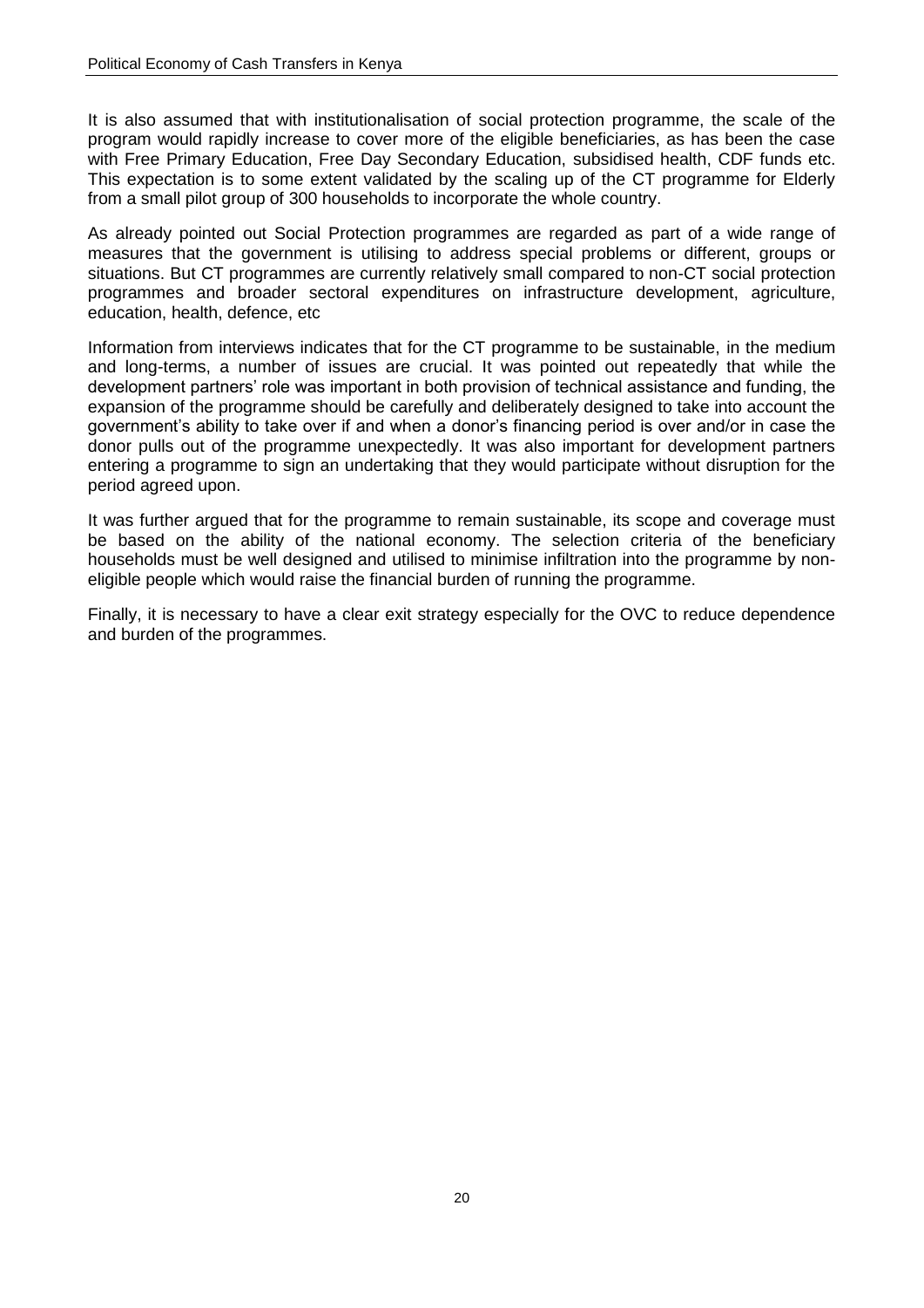It is also assumed that with institutionalisation of social protection programme, the scale of the program would rapidly increase to cover more of the eligible beneficiaries, as has been the case with Free Primary Education, Free Day Secondary Education, subsidised health, CDF funds etc. This expectation is to some extent validated by the scaling up of the CT programme for Elderly from a small pilot group of 300 households to incorporate the whole country.

As already pointed out Social Protection programmes are regarded as part of a wide range of measures that the government is utilising to address special problems or different, groups or situations. But CT programmes are currently relatively small compared to non-CT social protection programmes and broader sectoral expenditures on infrastructure development, agriculture, education, health, defence, etc

Information from interviews indicates that for the CT programme to be sustainable, in the medium and long-terms, a number of issues are crucial. It was pointed out repeatedly that while the development partners' role was important in both provision of technical assistance and funding, the expansion of the programme should be carefully and deliberately designed to take into account the government's ability to take over if and when a donor's financing period is over and/or in case the donor pulls out of the programme unexpectedly. It was also important for development partners entering a programme to sign an undertaking that they would participate without disruption for the period agreed upon.

It was further argued that for the programme to remain sustainable, its scope and coverage must be based on the ability of the national economy. The selection criteria of the beneficiary households must be well designed and utilised to minimise infiltration into the programme by non-eligible people which would raise the financial burden of running the programme.

Finally, it is necessary to have a clear exit strategy especially for the OVC to reduce dependence and burden of the programmes.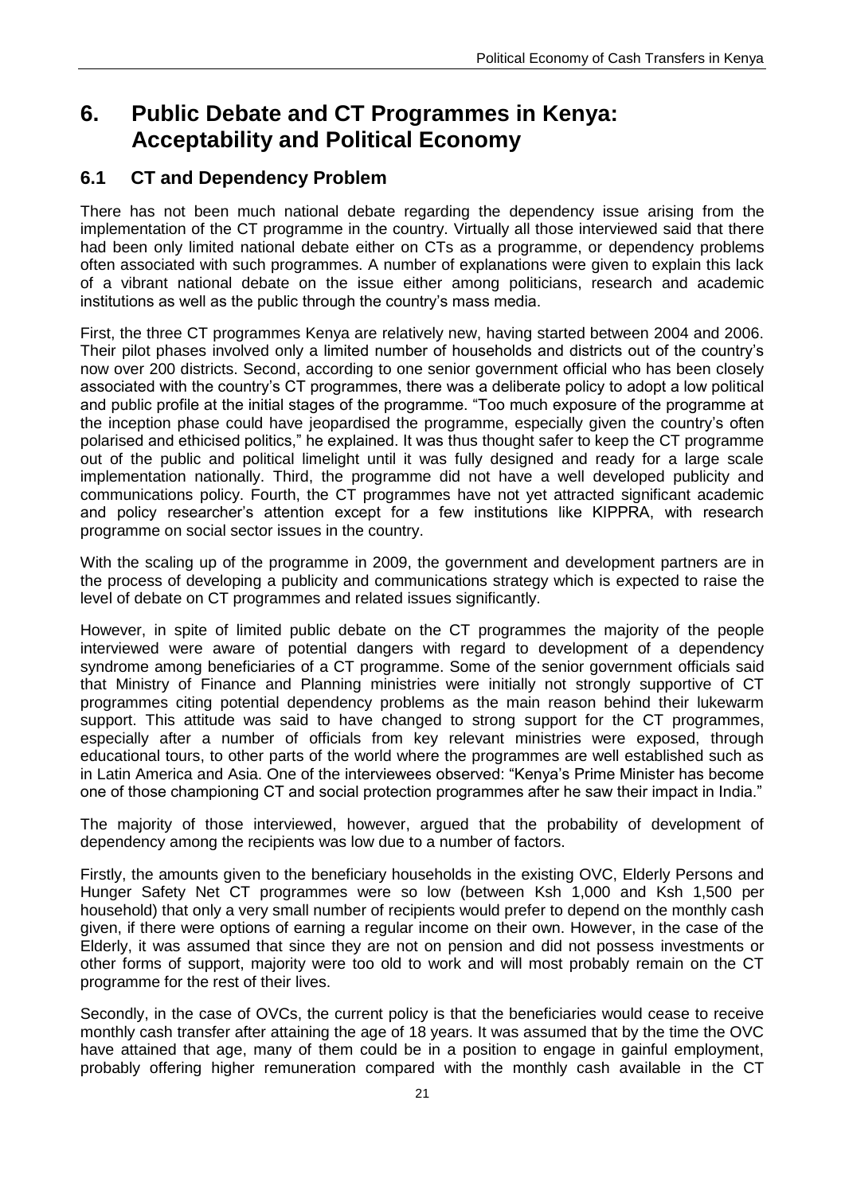# 6. Public Debate and CT Programmes in Kenya: Acceptability and Political Economy

## 6.1 CT and Dependency Problem

There has not been much national debate regarding the dependency issue arising from the implementation of the CT programme in the country. Virtually all those interviewed said that there had been only limited national debate either on CTs as a programme, or dependency problems often associated with such programmes. A number of explanations were given to explain this lack of a vibrant national debate on the issue either among politicians, research and academic institutions as well as the public through the country's mass media.

First, the three CT programmes Kenya are relatively new, having started between 2004 and 2006. Their pilot phases involved only a limited number of households and districts out of the country's now over 200 districts. Second, according to one senior government official who has been closely associated with the country's CT programmes, there was a deliberate policy to adopt a low political and public profile at the initial stages of the programme. "Too much exposure of the programme at the inception phase could have jeopardised the programme, especially given the country's often polarised and ethicised politics," he explained. It was thus thought safer to keep the CT programme out of the public and political limelight until it was fully designed and ready for a large scale implementation nationally. Third, the programme did not have a well developed publicity and communications policy. Fourth, the CT programmes have not yet attracted significant academic and policy researcher's attention except for a few institutions like KIPPRA, with research programme on social sector issues in the country.

With the scaling up of the programme in 2009, the government and development partners are in the process of developing a publicity and communications strategy which is expected to raise the level of debate on CT programmes and related issues significantly.

However, in spite of limited public debate on the CT programmes the majority of the people interviewed were aware of potential dangers with regard to development of a dependency syndrome among beneficiaries of a CT programme. Some of the senior government officials said that Ministry of Finance and Planning ministries were initially not strongly supportive of CT programmes citing potential dependency problems as the main reason behind their lukewarm support. This attitude was said to have changed to strong support for the CT programmes, especially after a number of officials from key relevant ministries were exposed, through educational tours, to other parts of the world where the programmes are well established such as in Latin America and Asia. One of the interviewees observed: "Kenya's Prime Minister has become one of those championing CT and social protection programmes after he saw their impact in India."

The majority of those interviewed, however, argued that the probability of development of dependency among the recipients was low due to a number of factors.

Firstly, the amounts given to the beneficiary households in the existing OVC, Elderly Persons and Hunger Safety Net CT programmes were so low (between Ksh 1,000 and Ksh 1,500 per household) that only a very small number of recipients would prefer to depend on the monthly cash given, if there were options of earning a regular income on their own. However, in the case of the Elderly, it was assumed that since they are not on pension and did not possess investments or other forms of support, majority were too old to work and will most probably remain on the CT programme for the rest of their lives.

Secondly, in the case of OVCs, the current policy is that the beneficiaries would cease to receive monthly cash transfer after attaining the age of 18 years. It was assumed that by the time the OVC have attained that age, many of them could be in a position to engage in gainful employment, probably offering higher remuneration compared with the monthly cash available in the CT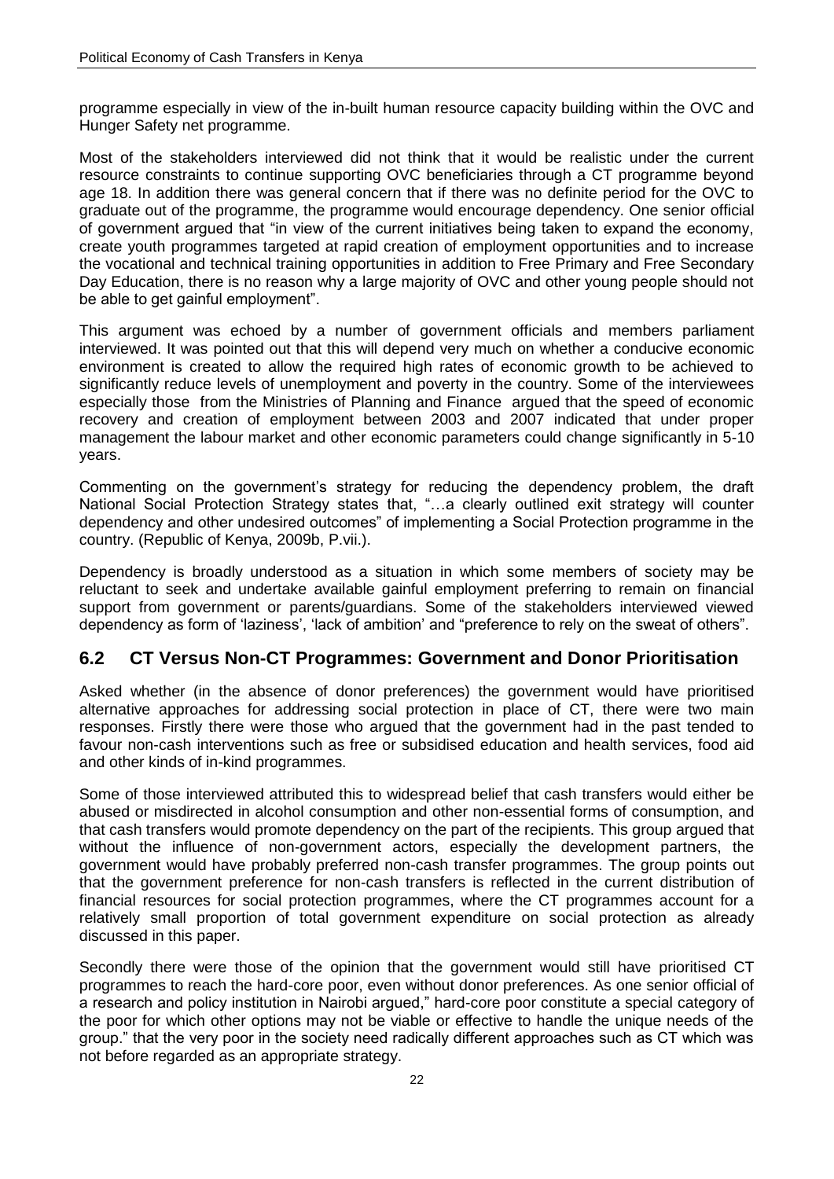programme especially in view of the in-built human resource capacity building within the OVC and Hunger Safety net programme.

Most of the stakeholders interviewed did not think that it would be realistic under the current resource constraints to continue supporting OVC beneficiaries through a CT programme beyond age 18. In addition there was general concern that if there was no definite period for the OVC to graduate out of the programme, the programme would encourage dependency. One senior official of government argued that "in view of the current initiatives being taken to expand the economy, create youth programmes targeted at rapid creation of employment opportunities and to increase the vocational and technical training opportunities in addition to Free Primary and Free Secondary Day Education, there is no reason why a large majority of OVC and other young people should not be able to get gainful employment".

This argument was echoed by a number of government officials and members parliament interviewed. It was pointed out that this will depend very much on whether a conducive economic environment is created to allow the required high rates of economic growth to be achieved to significantly reduce levels of unemployment and poverty in the country. Some of the interviewees especially those from the Ministries of Planning and Finance argued that the speed of economic recovery and creation of employment between 2003 and 2007 indicated that under proper management the labour market and other economic parameters could change significantly in 5-10 years.

Commenting on the government's strategy for reducing the dependency problem, the draft National Social Protection Strategy states that, "…a clearly outlined exit strategy will counter dependency and other undesired outcomes" of implementing a Social Protection programme in the country. (Republic of Kenya, 2009b, P.vii.).

Dependency is broadly understood as a situation in which some members of society may be reluctant to seek and undertake available gainful employment preferring to remain on financial support from government or parents/guardians. Some of the stakeholders interviewed viewed dependency as form of 'laziness', 'lack of ambition' and "preference to rely on the sweat of others".

## 6.2 CT Versus Non-CT Programmes: Government and Donor Prioritisation

Asked whether (in the absence of donor preferences) the government would have prioritised alternative approaches for addressing social protection in place of CT, there were two main responses. Firstly there were those who argued that the government had in the past tended to favour non-cash interventions such as free or subsidised education and health services, food aid and other kinds of in-kind programmes.

Some of those interviewed attributed this to widespread belief that cash transfers would either be abused or misdirected in alcohol consumption and other non-essential forms of consumption, and that cash transfers would promote dependency on the part of the recipients. This group argued that without the influence of non-government actors, especially the development partners, the government would have probably preferred non-cash transfer programmes. The group points out that the government preference for non-cash transfers is reflected in the current distribution of financial resources for social protection programmes, where the CT programmes account for a relatively small proportion of total government expenditure on social protection as already discussed in this paper.

Secondly there were those of the opinion that the government would still have prioritised CT programmes to reach the hard-core poor, even without donor preferences. As one senior official of a research and policy institution in Nairobi argued," hard-core poor constitute a special category of the poor for which other options may not be viable or effective to handle the unique needs of the group." that the very poor in the society need radically different approaches such as CT which was not before regarded as an appropriate strategy.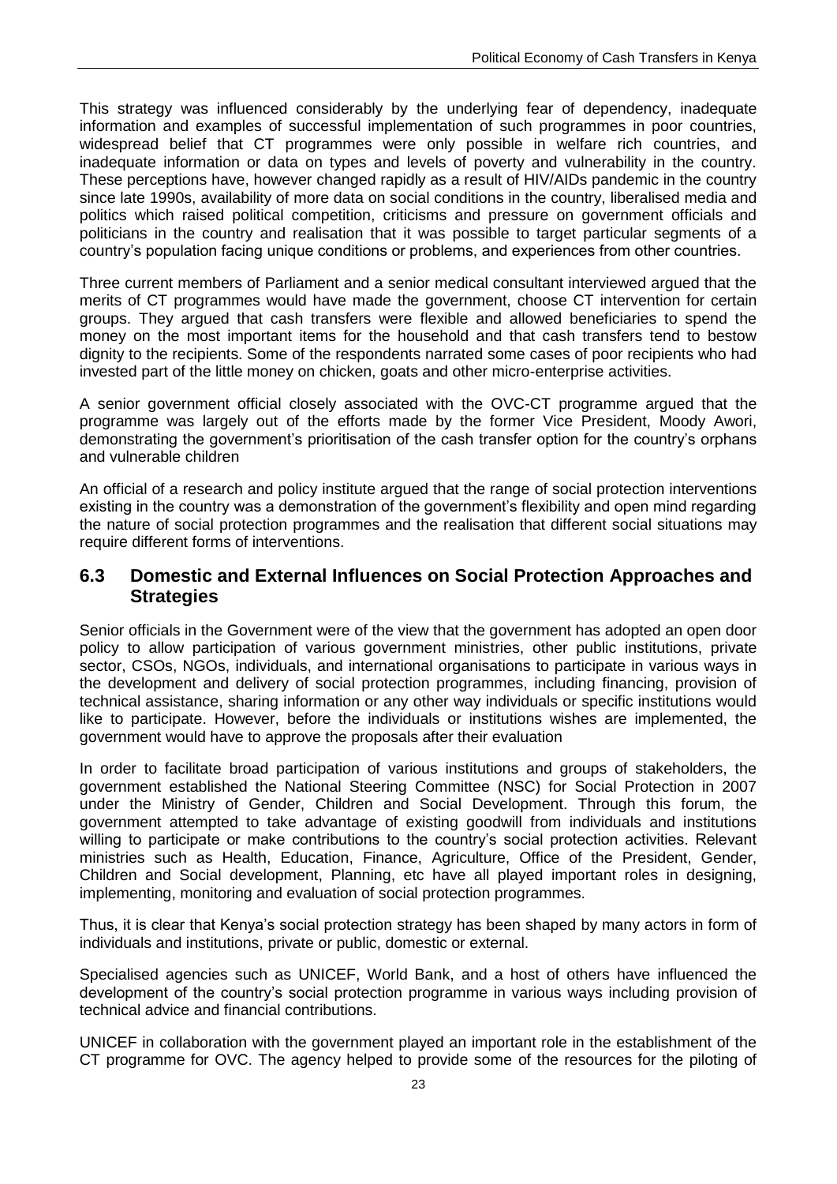This strategy was influenced considerably by the underlying fear of dependency, inadequate information and examples of successful implementation of such programmes in poor countries, widespread belief that CT programmes were only possible in welfare rich countries, and inadequate information or data on types and levels of poverty and vulnerability in the country. These perceptions have, however changed rapidly as a result of HIV/AIDs pandemic in the country since late 1990s, availability of more data on social conditions in the country, liberalised media and politics which raised political competition, criticisms and pressure on government officials and politicians in the country and realisation that it was possible to target particular segments of a country's population facing unique conditions or problems, and experiences from other countries.

Three current members of Parliament and a senior medical consultant interviewed argued that the merits of CT programmes would have made the government, choose CT intervention for certain groups. They argued that cash transfers were flexible and allowed beneficiaries to spend the money on the most important items for the household and that cash transfers tend to bestow dignity to the recipients. Some of the respondents narrated some cases of poor recipients who had invested part of the little money on chicken, goats and other micro-enterprise activities.

A senior government official closely associated with the OVC-CT programme argued that the programme was largely out of the efforts made by the former Vice President, Moody Awori, demonstrating the government's prioritisation of the cash transfer option for the country's orphans and vulnerable children

An official of a research and policy institute argued that the range of social protection interventions existing in the country was a demonstration of the government's flexibility and open mind regarding the nature of social protection programmes and the realisation that different social situations may require different forms of interventions.

## 6.3 Domestic and External Influences on Social Protection Approaches and Strategies

Senior officials in the Government were of the view that the government has adopted an open door policy to allow participation of various government ministries, other public institutions, private sector, CSOs, NGOs, individuals, and international organisations to participate in various ways in the development and delivery of social protection programmes, including financing, provision of technical assistance, sharing information or any other way individuals or specific institutions would like to participate. However, before the individuals or institutions wishes are implemented, the government would have to approve the proposals after their evaluation

In order to facilitate broad participation of various institutions and groups of stakeholders, the government established the National Steering Committee (NSC) for Social Protection in 2007 under the Ministry of Gender, Children and Social Development. Through this forum, the government attempted to take advantage of existing goodwill from individuals and institutions willing to participate or make contributions to the country's social protection activities. Relevant ministries such as Health, Education, Finance, Agriculture, Office of the President, Gender, Children and Social development, Planning, etc have all played important roles in designing, implementing, monitoring and evaluation of social protection programmes.

Thus, it is clear that Kenya's social protection strategy has been shaped by many actors in form of individuals and institutions, private or public, domestic or external.

Specialised agencies such as UNICEF, World Bank, and a host of others have influenced the development of the country's social protection programme in various ways including provision of technical advice and financial contributions.

UNICEF in collaboration with the government played an important role in the establishment of the CT programme for OVC. The agency helped to provide some of the resources for the piloting of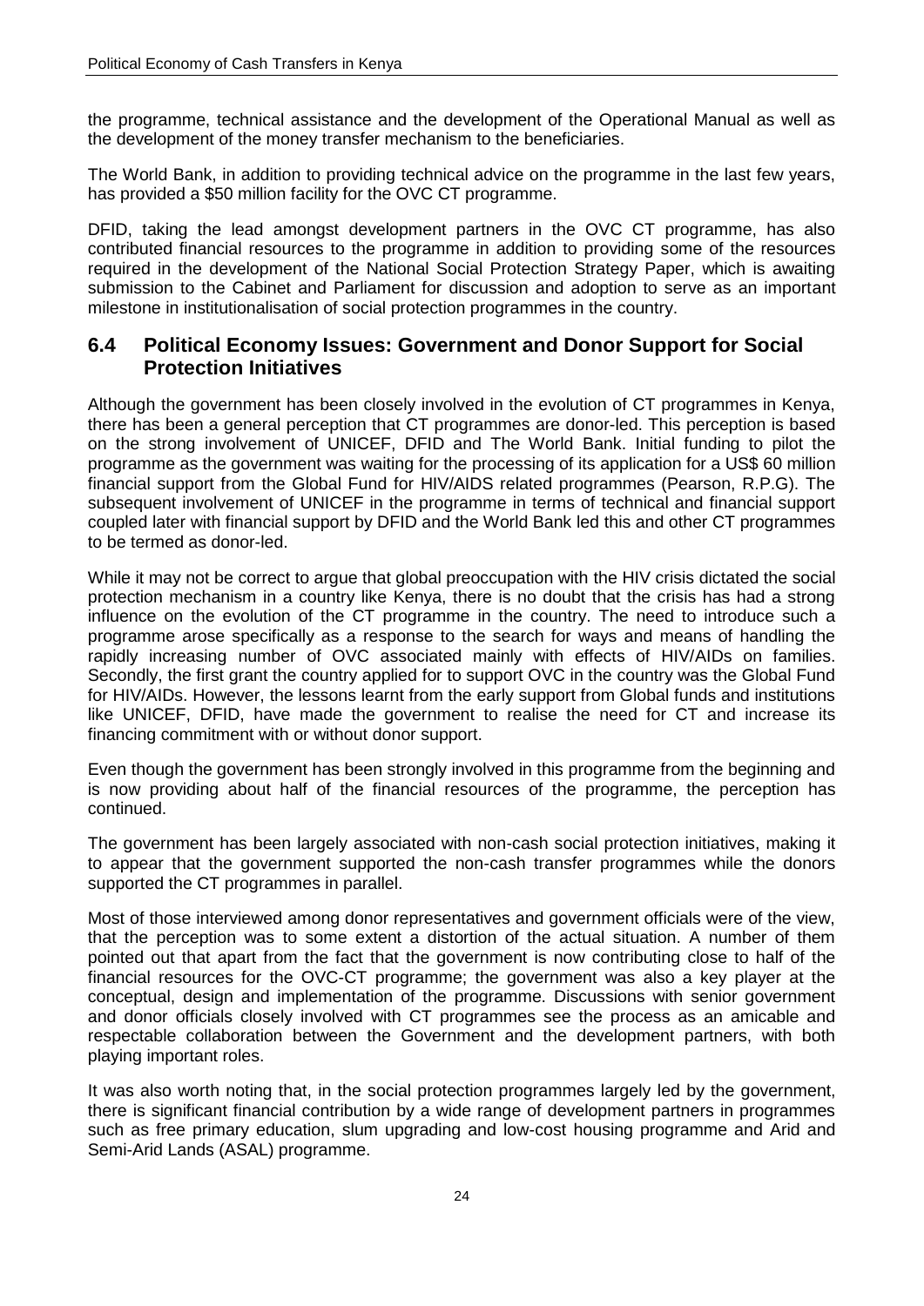the programme, technical assistance and the development of the Operational Manual as well as the development of the money transfer mechanism to the beneficiaries.

The World Bank, in addition to providing technical advice on the programme in the last few years, has provided a $50 million facility for the OVC CT programme.

DFID, taking the lead amongst development partners in the OVC CT programme, has also contributed financial resources to the programme in addition to providing some of the resources required in the development of the National Social Protection Strategy Paper, which is awaiting submission to the Cabinet and Parliament for discussion and adoption to serve as an important milestone in institutionalisation of social protection programmes in the country.

## 6.4 Political Economy Issues: Government and Donor Support for Social Protection Initiatives

Although the government has been closely involved in the evolution of CT programmes in Kenya, there has been a general perception that CT programmes are donor-led. This perception is based on the strong involvement of UNICEF, DFID and The World Bank. Initial funding to pilot the programme as the government was waiting for the processing of its application for a US$ 60 million financial support from the Global Fund for HIV/AIDS related programmes (Pearson, R.P.G). The subsequent involvement of UNICEF in the programme in terms of technical and financial support coupled later with financial support by DFID and the World Bank led this and other CT programmes to be termed as donor-led.

While it may not be correct to argue that global preoccupation with the HIV crisis dictated the social protection mechanism in a country like Kenya, there is no doubt that the crisis has had a strong influence on the evolution of the CT programme in the country. The need to introduce such a programme arose specifically as a response to the search for ways and means of handling the rapidly increasing number of OVC associated mainly with effects of HIV/AIDs on families. Secondly, the first grant the country applied for to support OVC in the country was the Global Fund for HIV/AIDs. However, the lessons learnt from the early support from Global funds and institutions like UNICEF, DFID, have made the government to realise the need for CT and increase its financing commitment with or without donor support.

Even though the government has been strongly involved in this programme from the beginning and is now providing about half of the financial resources of the programme, the perception has continued.

The government has been largely associated with non-cash social protection initiatives, making it to appear that the government supported the non-cash transfer programmes while the donors supported the CT programmes in parallel.

Most of those interviewed among donor representatives and government officials were of the view, that the perception was to some extent a distortion of the actual situation. A number of them pointed out that apart from the fact that the government is now contributing close to half of the financial resources for the OVC-CT programme; the government was also a key player at the conceptual, design and implementation of the programme. Discussions with senior government and donor officials closely involved with CT programmes see the process as an amicable and respectable collaboration between the Government and the development partners, with both playing important roles.

It was also worth noting that, in the social protection programmes largely led by the government, there is significant financial contribution by a wide range of development partners in programmes such as free primary education, slum upgrading and low-cost housing programme and Arid and Semi-Arid Lands (ASAL) programme.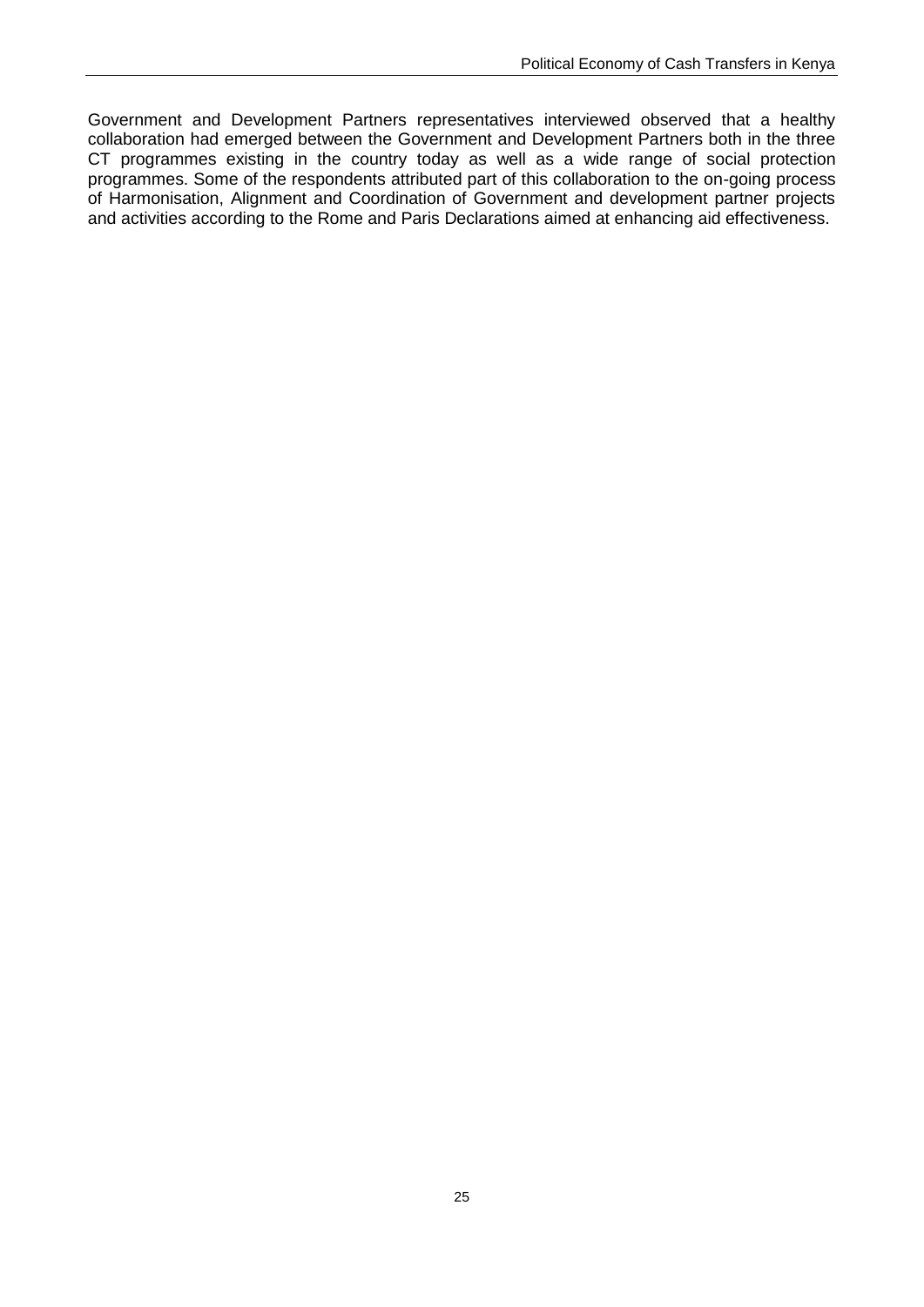Government and Development Partners representatives interviewed observed that a healthy collaboration had emerged between the Government and Development Partners both in the three CT programmes existing in the country today as well as a wide range of social protection programmes. Some of the respondents attributed part of this collaboration to the on-going process of Harmonisation, Alignment and Coordination of Government and development partner projects and activities according to the Rome and Paris Declarations aimed at enhancing aid effectiveness.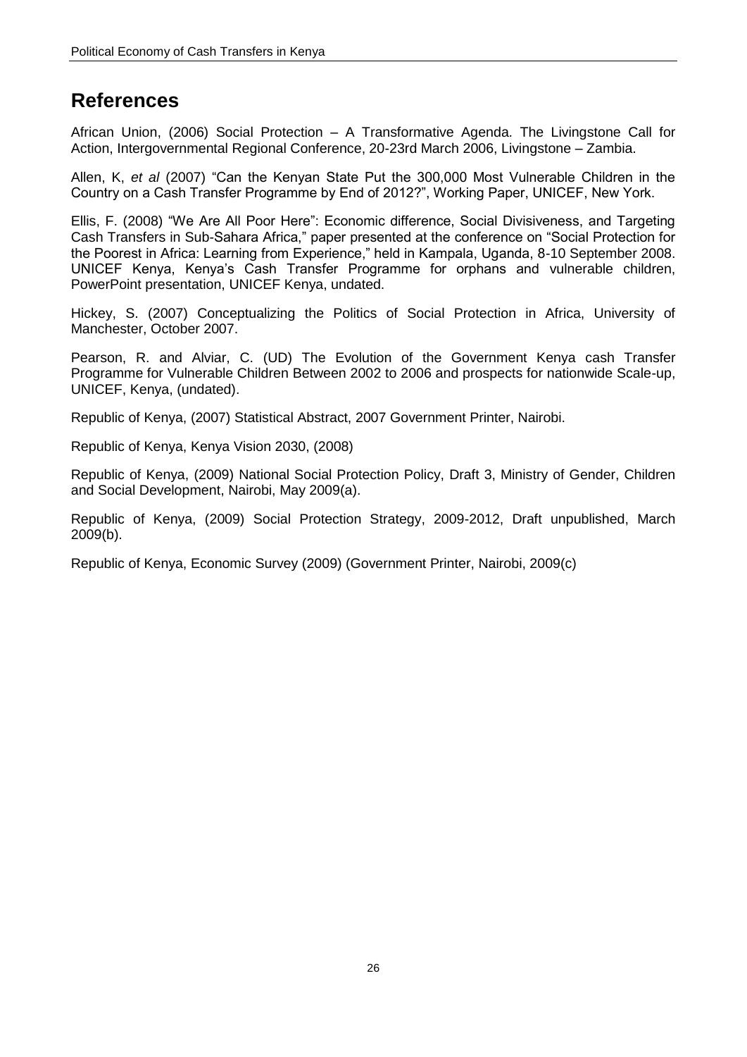## References

African Union, (2006) Social Protection – A Transformative Agenda. The Livingstone Call for Action, Intergovernmental Regional Conference, 20-23rd March 2006, Livingstone – Zambia.

Allen, K, *et al* (2007) "Can the Kenyan State Put the 300,000 Most Vulnerable Children in the Country on a Cash Transfer Programme by End of 2012?", Working Paper, UNICEF, New York.

Ellis, F. (2008) "We Are All Poor Here": Economic difference, Social Divisiveness, and Targeting Cash Transfers in Sub-Sahara Africa," paper presented at the conference on "Social Protection for the Poorest in Africa: Learning from Experience," held in Kampala, Uganda, 8-10 September 2008. UNICEF Kenya, Kenya's Cash Transfer Programme for orphans and vulnerable children, PowerPoint presentation, UNICEF Kenya, undated.

Hickey, S. (2007) Conceptualizing the Politics of Social Protection in Africa, University of Manchester, October 2007.

Pearson, R. and Alviar, C. (UD) The Evolution of the Government Kenya cash Transfer Programme for Vulnerable Children Between 2002 to 2006 and prospects for nationwide Scale-up, UNICEF, Kenya, (undated).

Republic of Kenya, (2007) Statistical Abstract, 2007 Government Printer, Nairobi.

Republic of Kenya, Kenya Vision 2030, (2008)

Republic of Kenya, (2009) National Social Protection Policy, Draft 3, Ministry of Gender, Children and Social Development, Nairobi, May 2009(a).

Republic of Kenya, (2009) Social Protection Strategy, 2009-2012, Draft unpublished, March 2009(b).

Republic of Kenya, Economic Survey (2009) (Government Printer, Nairobi, 2009(c)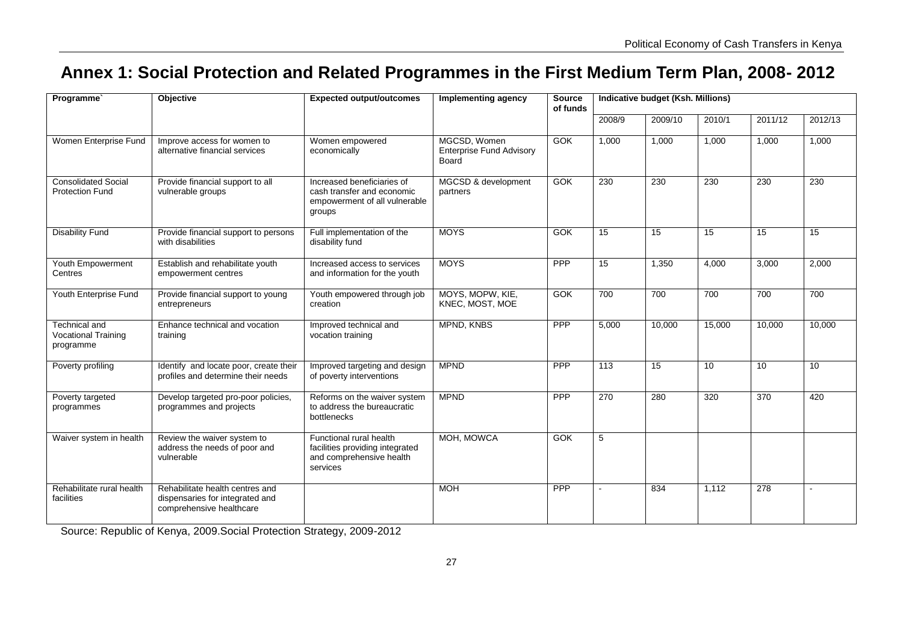# Annex 1: Social Protection and Related Programmes in the First Medium Term Plan, 2008- 2012

| Programme` | Objective | Expected output/outcomes | Implementing agency | Source of funds | Indicative budget (Ksh. Millions) | | | | |
|---|---|---|---|---|---|---|---|---|---|
| | | | | | 2008/9 | 2009/10 | 2010/1 | 2011/12 | 2012/13 |
| Women Enterprise Fund | Improve access for women to alternative financial services | Women empowered economically | MGCSD, Women Enterprise Fund Advisory Board | GOK | 1,000 | 1,000 | 1,000 | 1,000 | 1,000 |
| Consolidated Social Protection Fund | Provide financial support to all vulnerable groups | Increased beneficiaries of cash transfer and economic empowerment of all vulnerable groups | MGCSD & development partners | GOK | 230 | 230 | 230 | 230 | 230 |
| Disability Fund | Provide financial support to persons with disabilities | Full implementation of the disability fund | MOYS | GOK | 15 | 15 | 15 | 15 | 15 |
| Youth Empowerment Centres | Establish and rehabilitate youth empowerment centres | Increased access to services and information for the youth | MOYS | PPP | 15 | 1,350 | 4,000 | 3,000 | 2,000 |
| Youth Enterprise Fund | Provide financial support to young entrepreneurs | Youth empowered through job creation | MOYS, MOPW, KIE, KNEC, MOST, MOE | GOK | 700 | 700 | 700 | 700 | 700 |
| Technical and Vocational Training programme | Enhance technical and vocation training | Improved technical and vocation training | MPND, KNBS | PPP | 5,000 | 10,000 | 15,000 | 10,000 | 10,000 |
| Poverty profiling | Identify and locate poor, create their profiles and determine their needs | Improved targeting and design of poverty interventions | MPND | PPP | 113 | 15 | 10 | 10 | 10 |
| Poverty targeted programmes | Develop targeted pro-poor policies, programmes and projects | Reforms on the waiver system to address the bureaucratic bottlenecks | MPND | PPP | 270 | 280 | 320 | 370 | 420 |
| Waiver system in health | Review the waiver system to address the needs of poor and vulnerable | Functional rural health facilities providing integrated and comprehensive health services | MOH, MOWCA | GOK | 5 | | | | |
| Rehabilitate rural health facilities | Rehabilitate health centres and dispensaries for integrated and comprehensive healthcare | | MOH | PPP | - | 834 | 1,112 | 278 | - |

Source: Republic of Kenya, 2009.Social Protection Strategy, 2009-2012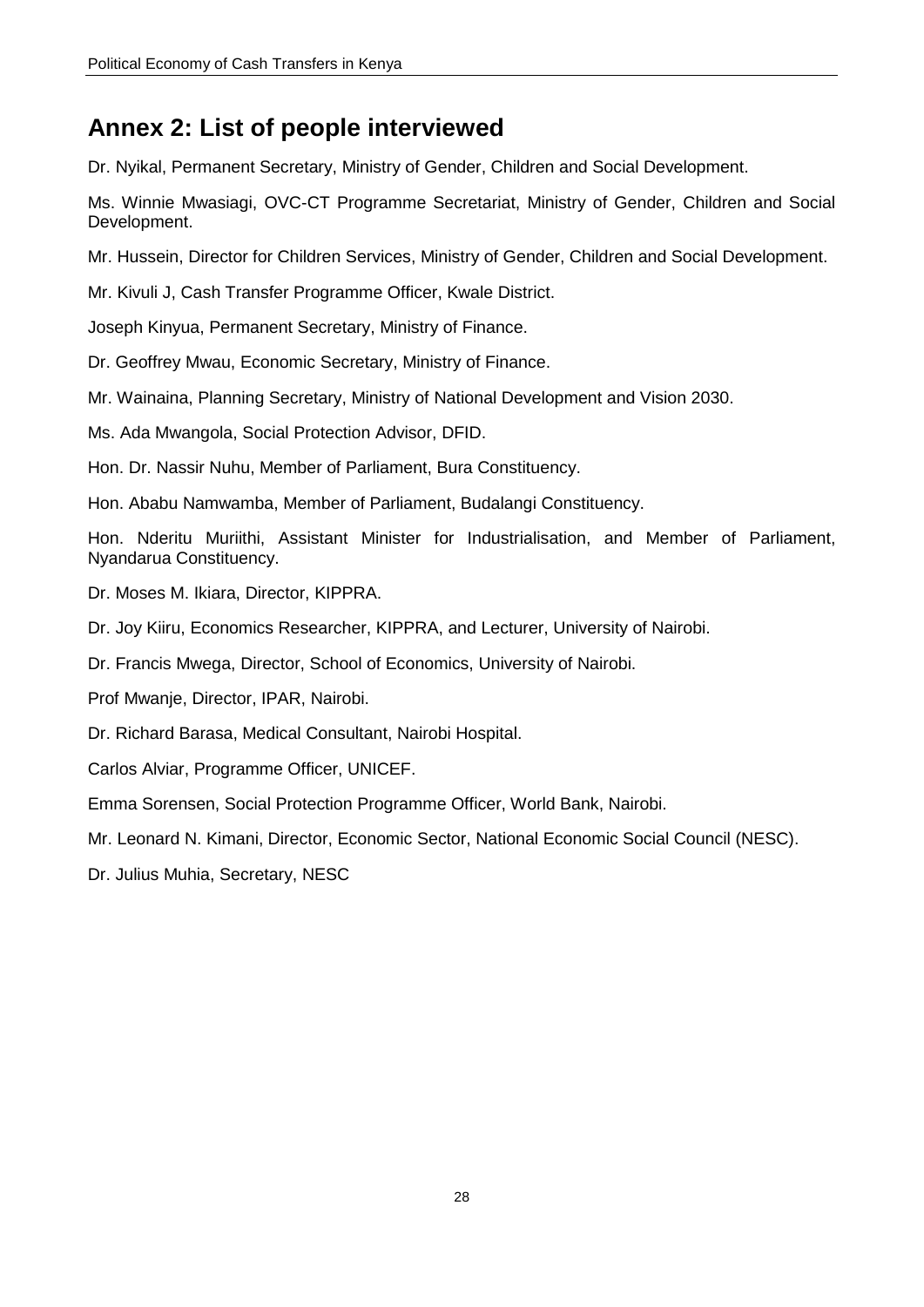## Annex 2: List of people interviewed

Dr. Nyikal, Permanent Secretary, Ministry of Gender, Children and Social Development.

Ms. Winnie Mwasiagi, OVC-CT Programme Secretariat, Ministry of Gender, Children and Social Development.

Mr. Hussein, Director for Children Services, Ministry of Gender, Children and Social Development.

Mr. Kivuli J, Cash Transfer Programme Officer, Kwale District.

Joseph Kinyua, Permanent Secretary, Ministry of Finance.

Dr. Geoffrey Mwau, Economic Secretary, Ministry of Finance.

Mr. Wainaina, Planning Secretary, Ministry of National Development and Vision 2030.

Ms. Ada Mwangola, Social Protection Advisor, DFID.

Hon. Dr. Nassir Nuhu, Member of Parliament, Bura Constituency.

Hon. Ababu Namwamba, Member of Parliament, Budalangi Constituency.

Hon. Nderitu Muriithi, Assistant Minister for Industrialisation, and Member of Parliament, Nyandarua Constituency.

Dr. Moses M. Ikiara, Director, KIPPRA.

Dr. Joy Kiiru, Economics Researcher, KIPPRA, and Lecturer, University of Nairobi.

Dr. Francis Mwega, Director, School of Economics, University of Nairobi.

Prof Mwanje, Director, IPAR, Nairobi.

Dr. Richard Barasa, Medical Consultant, Nairobi Hospital.

Carlos Alviar, Programme Officer, UNICEF.

Emma Sorensen, Social Protection Programme Officer, World Bank, Nairobi.

Mr. Leonard N. Kimani, Director, Economic Sector, National Economic Social Council (NESC).

Dr. Julius Muhia, Secretary, NESC